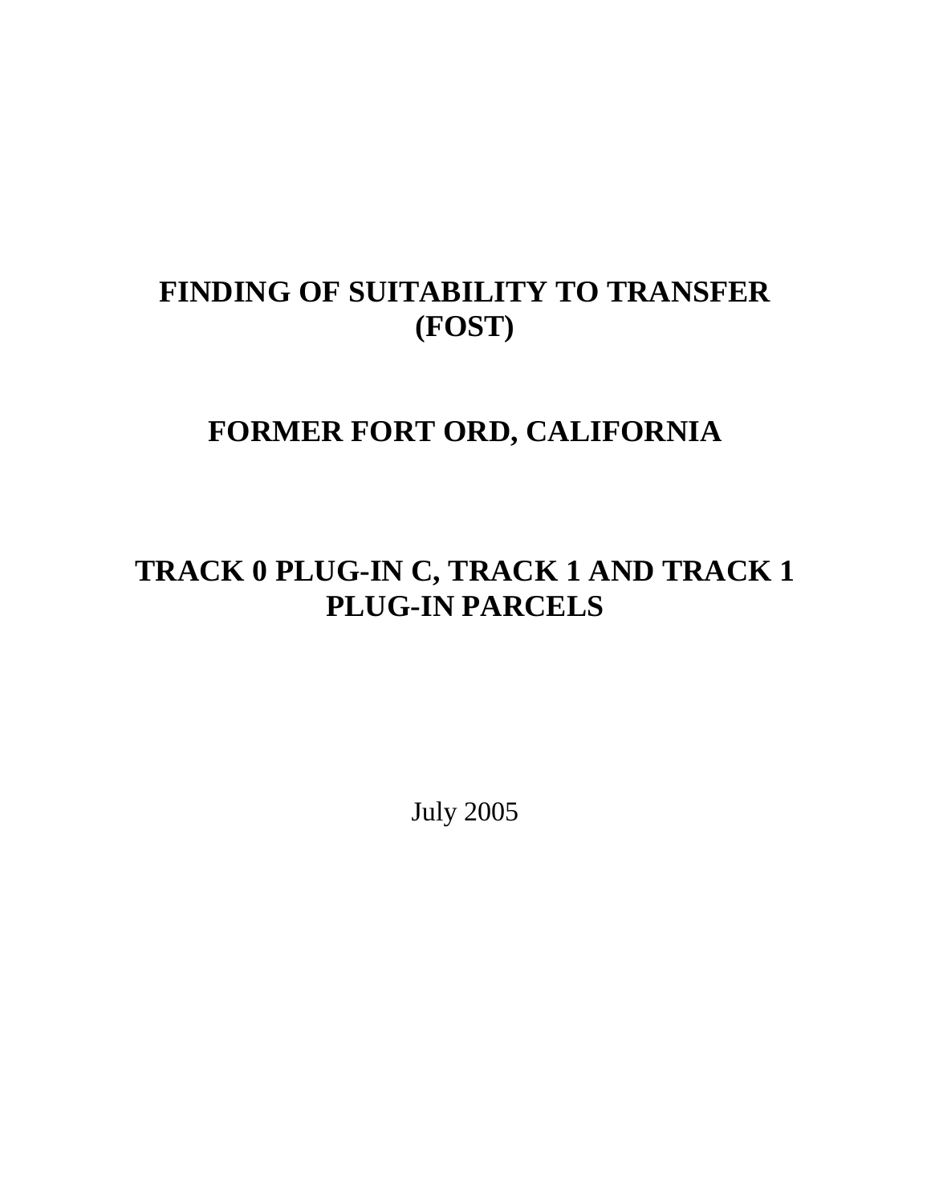# FINDING OF SUITABILITY TO TRANSFER (FOST)

# FORMER FORT ORD, CALIFORNIA

# TRACK 0 PLUG-IN C, TRACK 1 AND TRACK 1 PLUG-IN PARCELS

July 2005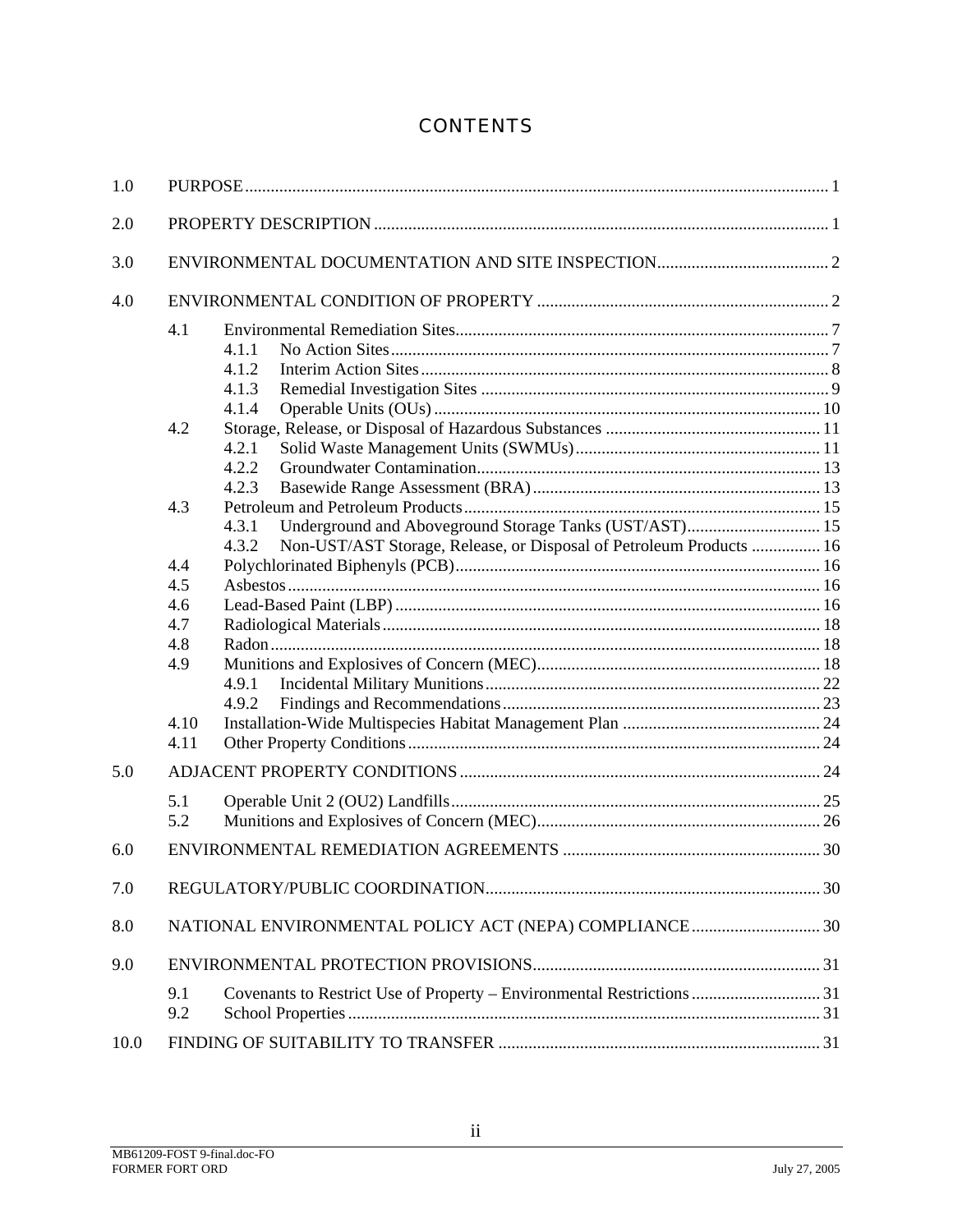# CONTENTS

1.0 PURPOSE ..... 1

2.0 PROPERTY DESCRIPTION ..... 1

3.0 ENVIRONMENTAL DOCUMENTATION AND SITE INSPECTION ..... 2

4.0 ENVIRONMENTAL CONDITION OF PROPERTY ..... 2

- 4.1 Environmental Remediation Sites ..... 7
  - 4.1.1 No Action Sites ..... 7
  - 4.1.2 Interim Action Sites ..... 8
  - 4.1.3 Remedial Investigation Sites ..... 9
  - 4.1.4 Operable Units (OUs) ..... 10
- 4.2 Storage, Release, or Disposal of Hazardous Substances ..... 11
  - 4.2.1 Solid Waste Management Units (SWMUs) ..... 11
  - 4.2.2 Groundwater Contamination ..... 13
  - 4.2.3 Basewide Range Assessment (BRA) ..... 13
- 4.3 Petroleum and Petroleum Products ..... 15
  - 4.3.1 Underground and Aboveground Storage Tanks (UST/AST) ..... 15
  - 4.3.2 Non-UST/AST Storage, Release, or Disposal of Petroleum Products ..... 16
- 4.4 Polychlorinated Biphenyls (PCB) ..... 16
- 4.5 Asbestos ..... 16
- 4.6 Lead-Based Paint (LBP) ..... 16
- 4.7 Radiological Materials ..... 18
- 4.8 Radon ..... 18
- 4.9 Munitions and Explosives of Concern (MEC) ..... 18
  - 4.9.1 Incidental Military Munitions ..... 22
  - 4.9.2 Findings and Recommendations ..... 23
- 4.10 Installation-Wide Multispecies Habitat Management Plan ..... 24
- 4.11 Other Property Conditions ..... 24

5.0 ADJACENT PROPERTY CONDITIONS ..... 24

- 5.1 Operable Unit 2 (OU2) Landfills ..... 25
- 5.2 Munitions and Explosives of Concern (MEC) ..... 26

6.0 ENVIRONMENTAL REMEDIATION AGREEMENTS ..... 30

7.0 REGULATORY/PUBLIC COORDINATION ..... 30

8.0 NATIONAL ENVIRONMENTAL POLICY ACT (NEPA) COMPLIANCE ..... 30

9.0 ENVIRONMENTAL PROTECTION PROVISIONS ..... 31

- 9.1 Covenants to Restrict Use of Property – Environmental Restrictions ..... 31
- 9.2 School Properties ..... 31

10.0 FINDING OF SUITABILITY TO TRANSFER ..... 31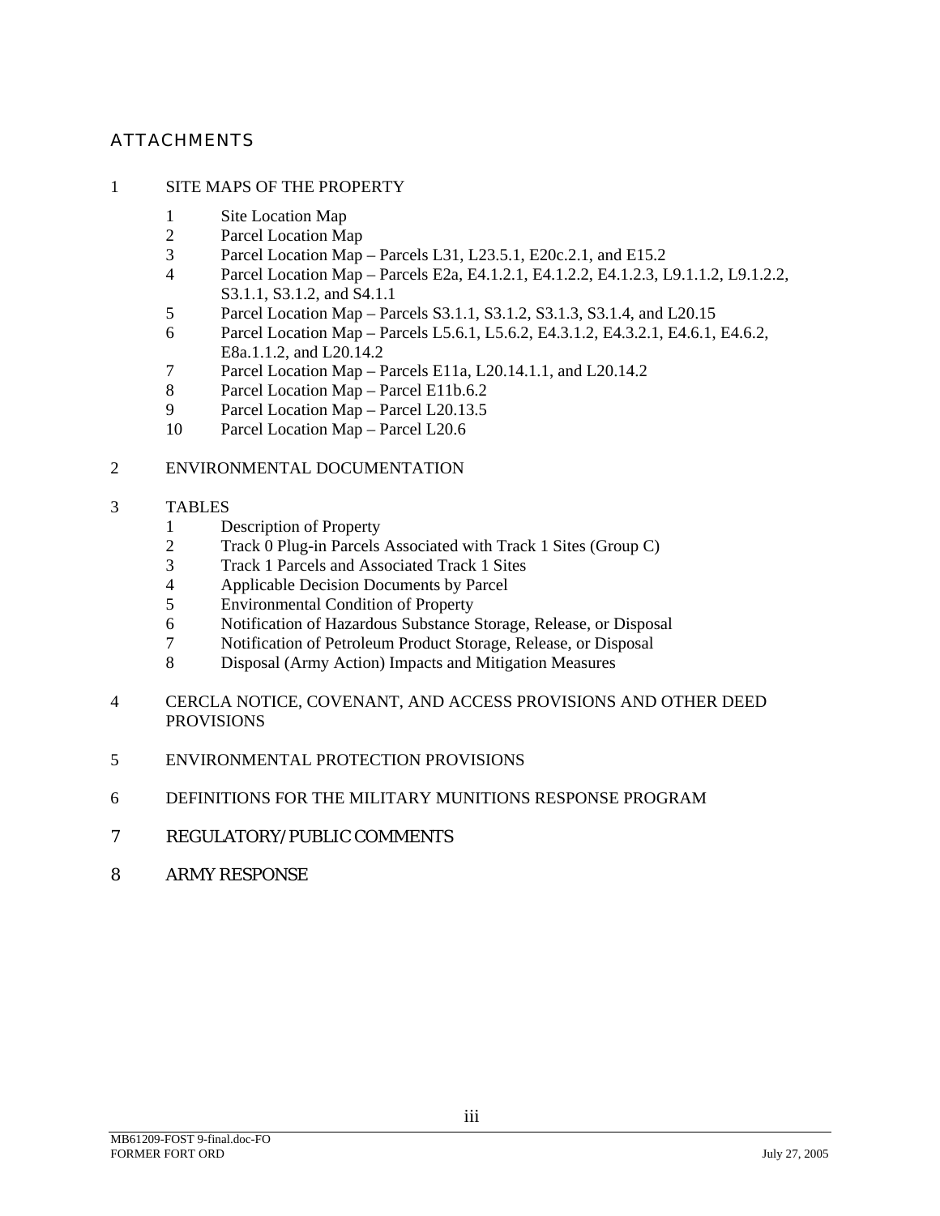# ATTACHMENTS

1 SITE MAPS OF THE PROPERTY

   1 Site Location Map
   2 Parcel Location Map
   3 Parcel Location Map – Parcels L31, L23.5.1, E20c.2.1, and E15.2
   4 Parcel Location Map – Parcels E2a, E4.1.2.1, E4.1.2.2, E4.1.2.3, L9.1.1.2, L9.1.2.2, S3.1.1, S3.1.2, and S4.1.1
   5 Parcel Location Map – Parcels S3.1.1, S3.1.2, S3.1.3, S3.1.4, and L20.15
   6 Parcel Location Map – Parcels L5.6.1, L5.6.2, E4.3.1.2, E4.3.2.1, E4.6.1, E4.6.2, E8a.1.1.2, and L20.14.2
   7 Parcel Location Map – Parcels E11a, L20.14.1.1, and L20.14.2
   8 Parcel Location Map – Parcel E11b.6.2
   9 Parcel Location Map – Parcel L20.13.5
   10 Parcel Location Map – Parcel L20.6

2 ENVIRONMENTAL DOCUMENTATION

3 TABLES

   1 Description of Property
   2 Track 0 Plug-in Parcels Associated with Track 1 Sites (Group C)
   3 Track 1 Parcels and Associated Track 1 Sites
   4 Applicable Decision Documents by Parcel
   5 Environmental Condition of Property
   6 Notification of Hazardous Substance Storage, Release, or Disposal
   7 Notification of Petroleum Product Storage, Release, or Disposal
   8 Disposal (Army Action) Impacts and Mitigation Measures

4 CERCLA NOTICE, COVENANT, AND ACCESS PROVISIONS AND OTHER DEED PROVISIONS

5 ENVIRONMENTAL PROTECTION PROVISIONS

6 DEFINITIONS FOR THE MILITARY MUNITIONS RESPONSE PROGRAM

7 REGULATORY/PUBLIC COMMENTS

8 ARMY RESPONSE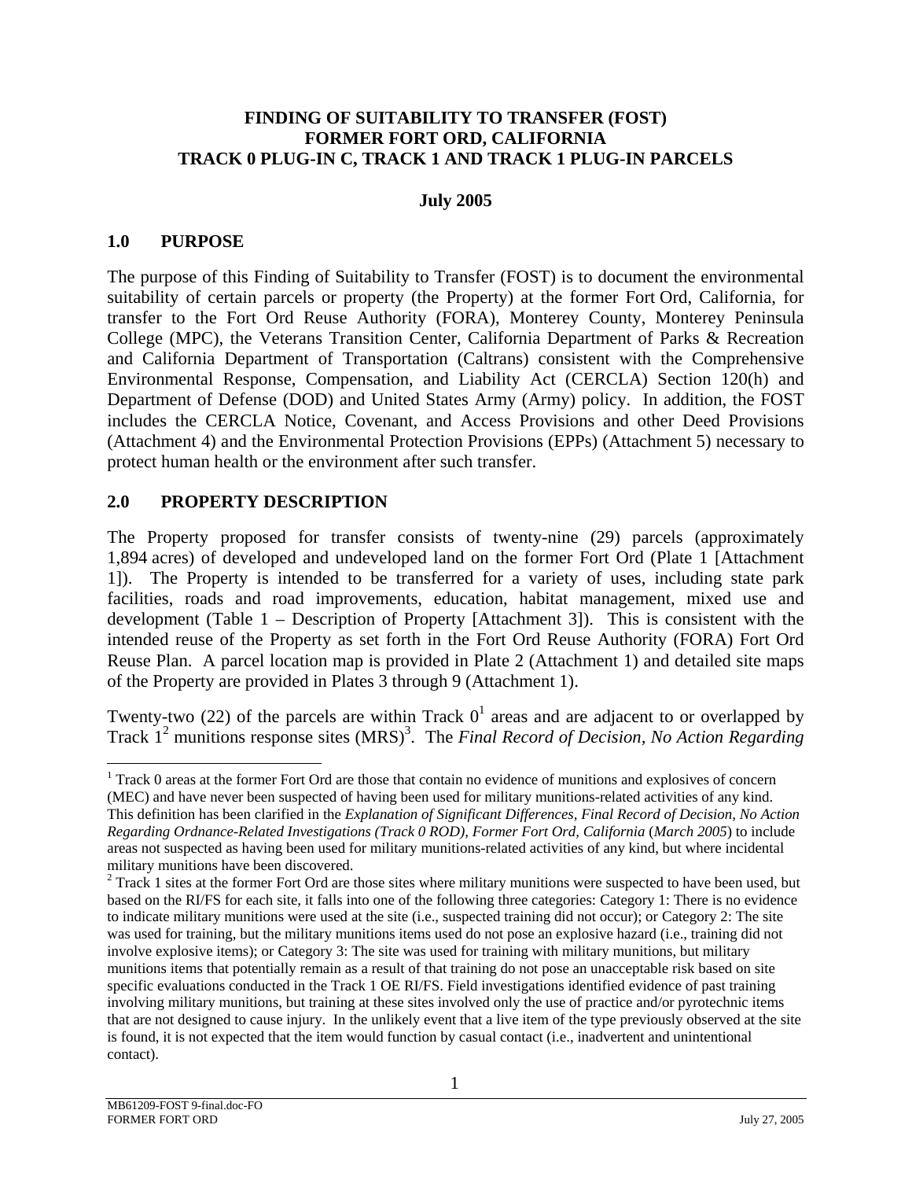**FINDING OF SUITABILITY TO TRANSFER (FOST)**
**FORMER FORT ORD, CALIFORNIA**
**TRACK 0 PLUG-IN C, TRACK 1 AND TRACK 1 PLUG-IN PARCELS**

**July 2005**

## 1.0 PURPOSE

The purpose of this Finding of Suitability to Transfer (FOST) is to document the environmental suitability of certain parcels or property (the Property) at the former Fort Ord, California, for transfer to the Fort Ord Reuse Authority (FORA), Monterey County, Monterey Peninsula College (MPC), the Veterans Transition Center, California Department of Parks & Recreation and California Department of Transportation (Caltrans) consistent with the Comprehensive Environmental Response, Compensation, and Liability Act (CERCLA) Section 120(h) and Department of Defense (DOD) and United States Army (Army) policy. In addition, the FOST includes the CERCLA Notice, Covenant, and Access Provisions and other Deed Provisions (Attachment 4) and the Environmental Protection Provisions (EPPs) (Attachment 5) necessary to protect human health or the environment after such transfer.

## 2.0 PROPERTY DESCRIPTION

The Property proposed for transfer consists of twenty-nine (29) parcels (approximately 1,894 acres) of developed and undeveloped land on the former Fort Ord (Plate 1 [Attachment 1]). The Property is intended to be transferred for a variety of uses, including state park facilities, roads and road improvements, education, habitat management, mixed use and development (Table 1 – Description of Property [Attachment 3]). This is consistent with the intended reuse of the Property as set forth in the Fort Ord Reuse Authority (FORA) Fort Ord Reuse Plan. A parcel location map is provided in Plate 2 (Attachment 1) and detailed site maps of the Property are provided in Plates 3 through 9 (Attachment 1).

Twenty-two (22) of the parcels are within Track 0[1] areas and are adjacent to or overlapped by Track 1[2] munitions response sites (MRS)[3]. The *Final Record of Decision, No Action Regarding*

---

[1] Track 0 areas at the former Fort Ord are those that contain no evidence of munitions and explosives of concern (MEC) and have never been suspected of having been used for military munitions-related activities of any kind. This definition has been clarified in the *Explanation of Significant Differences, Final Record of Decision, No Action Regarding Ordnance-Related Investigations (Track 0 ROD), Former Fort Ord, California* (*March 2005*) to include areas not suspected as having been used for military munitions-related activities of any kind, but where incidental military munitions have been discovered.

[2] Track 1 sites at the former Fort Ord are those sites where military munitions were suspected to have been used, but based on the RI/FS for each site, it falls into one of the following three categories: Category 1: There is no evidence to indicate military munitions were used at the site (i.e., suspected training did not occur); or Category 2: The site was used for training, but the military munitions items used do not pose an explosive hazard (i.e., training did not involve explosive items); or Category 3: The site was used for training with military munitions, but military munitions items that potentially remain as a result of that training do not pose an unacceptable risk based on site specific evaluations conducted in the Track 1 OE RI/FS. Field investigations identified evidence of past training involving military munitions, but training at these sites involved only the use of practice and/or pyrotechnic items that are not designed to cause injury. In the unlikely event that a live item of the type previously observed at the site is found, it is not expected that the item would function by casual contact (i.e., inadvertent and unintentional contact).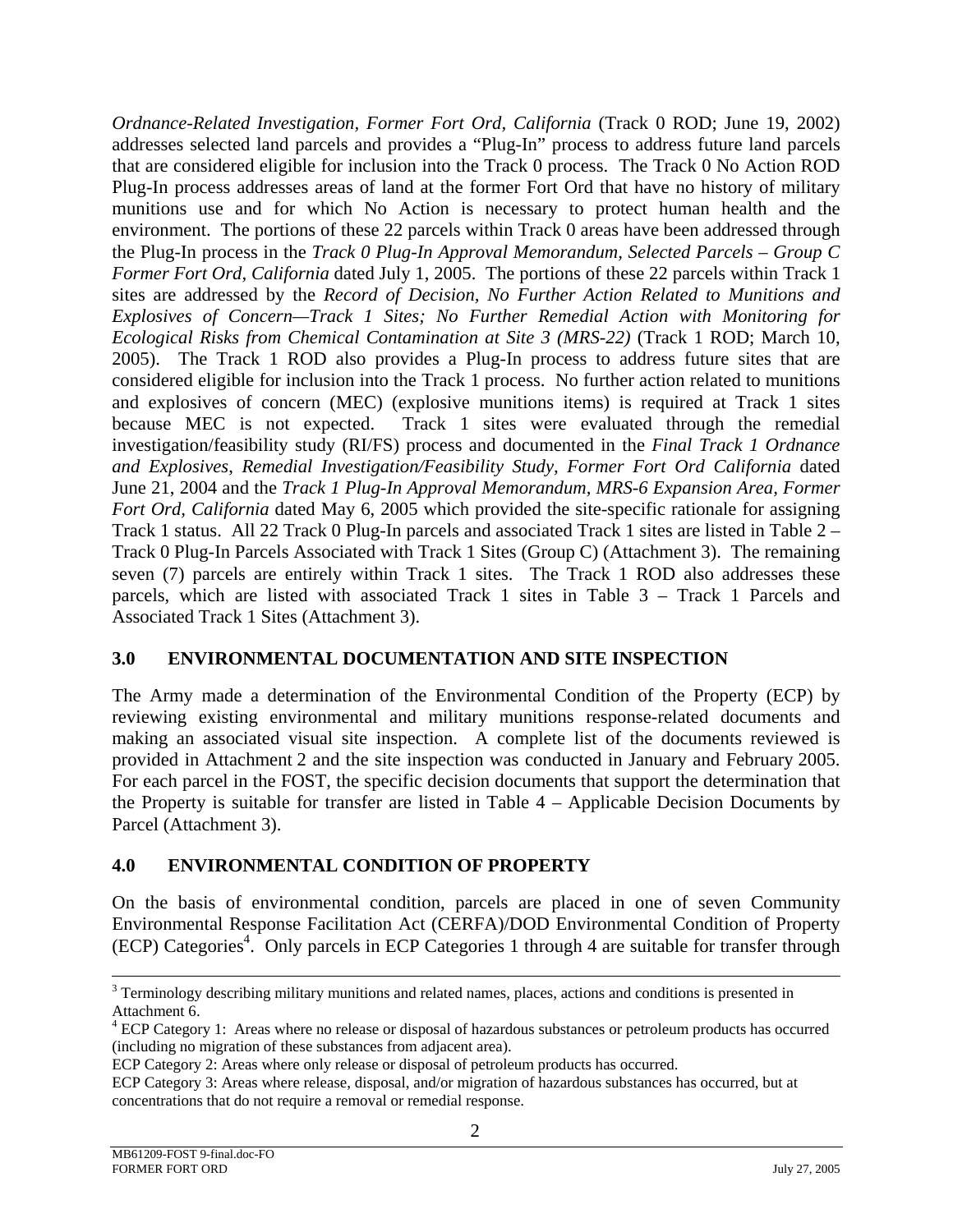*Ordnance-Related Investigation, Former Fort Ord, California* (Track 0 ROD; June 19, 2002) addresses selected land parcels and provides a "Plug-In" process to address future land parcels that are considered eligible for inclusion into the Track 0 process. The Track 0 No Action ROD Plug-In process addresses areas of land at the former Fort Ord that have no history of military munitions use and for which No Action is necessary to protect human health and the environment. The portions of these 22 parcels within Track 0 areas have been addressed through the Plug-In process in the *Track 0 Plug-In Approval Memorandum, Selected Parcels – Group C Former Fort Ord, California* dated July 1, 2005. The portions of these 22 parcels within Track 1 sites are addressed by the *Record of Decision, No Further Action Related to Munitions and Explosives of Concern—Track 1 Sites; No Further Remedial Action with Monitoring for Ecological Risks from Chemical Contamination at Site 3 (MRS-22)* (Track 1 ROD; March 10, 2005). The Track 1 ROD also provides a Plug-In process to address future sites that are considered eligible for inclusion into the Track 1 process. No further action related to munitions and explosives of concern (MEC) (explosive munitions items) is required at Track 1 sites because MEC is not expected. Track 1 sites were evaluated through the remedial investigation/feasibility study (RI/FS) process and documented in the *Final Track 1 Ordnance and Explosives, Remedial Investigation/Feasibility Study, Former Fort Ord California* dated June 21, 2004 and the *Track 1 Plug-In Approval Memorandum, MRS-6 Expansion Area, Former Fort Ord, California* dated May 6, 2005 which provided the site-specific rationale for assigning Track 1 status. All 22 Track 0 Plug-In parcels and associated Track 1 sites are listed in Table 2 – Track 0 Plug-In Parcels Associated with Track 1 Sites (Group C) (Attachment 3). The remaining seven (7) parcels are entirely within Track 1 sites. The Track 1 ROD also addresses these parcels, which are listed with associated Track 1 sites in Table 3 – Track 1 Parcels and Associated Track 1 Sites (Attachment 3).

## 3.0 ENVIRONMENTAL DOCUMENTATION AND SITE INSPECTION

The Army made a determination of the Environmental Condition of the Property (ECP) by reviewing existing environmental and military munitions response-related documents and making an associated visual site inspection. A complete list of the documents reviewed is provided in Attachment 2 and the site inspection was conducted in January and February 2005. For each parcel in the FOST, the specific decision documents that support the determination that the Property is suitable for transfer are listed in Table 4 – Applicable Decision Documents by Parcel (Attachment 3).

## 4.0 ENVIRONMENTAL CONDITION OF PROPERTY

On the basis of environmental condition, parcels are placed in one of seven Community Environmental Response Facilitation Act (CERFA)/DOD Environmental Condition of Property (ECP) Categories[4]. Only parcels in ECP Categories 1 through 4 are suitable for transfer through

---

[3] Terminology describing military munitions and related names, places, actions and conditions is presented in Attachment 6.

[4] ECP Category 1: Areas where no release or disposal of hazardous substances or petroleum products has occurred (including no migration of these substances from adjacent area).

ECP Category 2: Areas where only release or disposal of petroleum products has occurred.

ECP Category 3: Areas where release, disposal, and/or migration of hazardous substances has occurred, but at concentrations that do not require a removal or remedial response.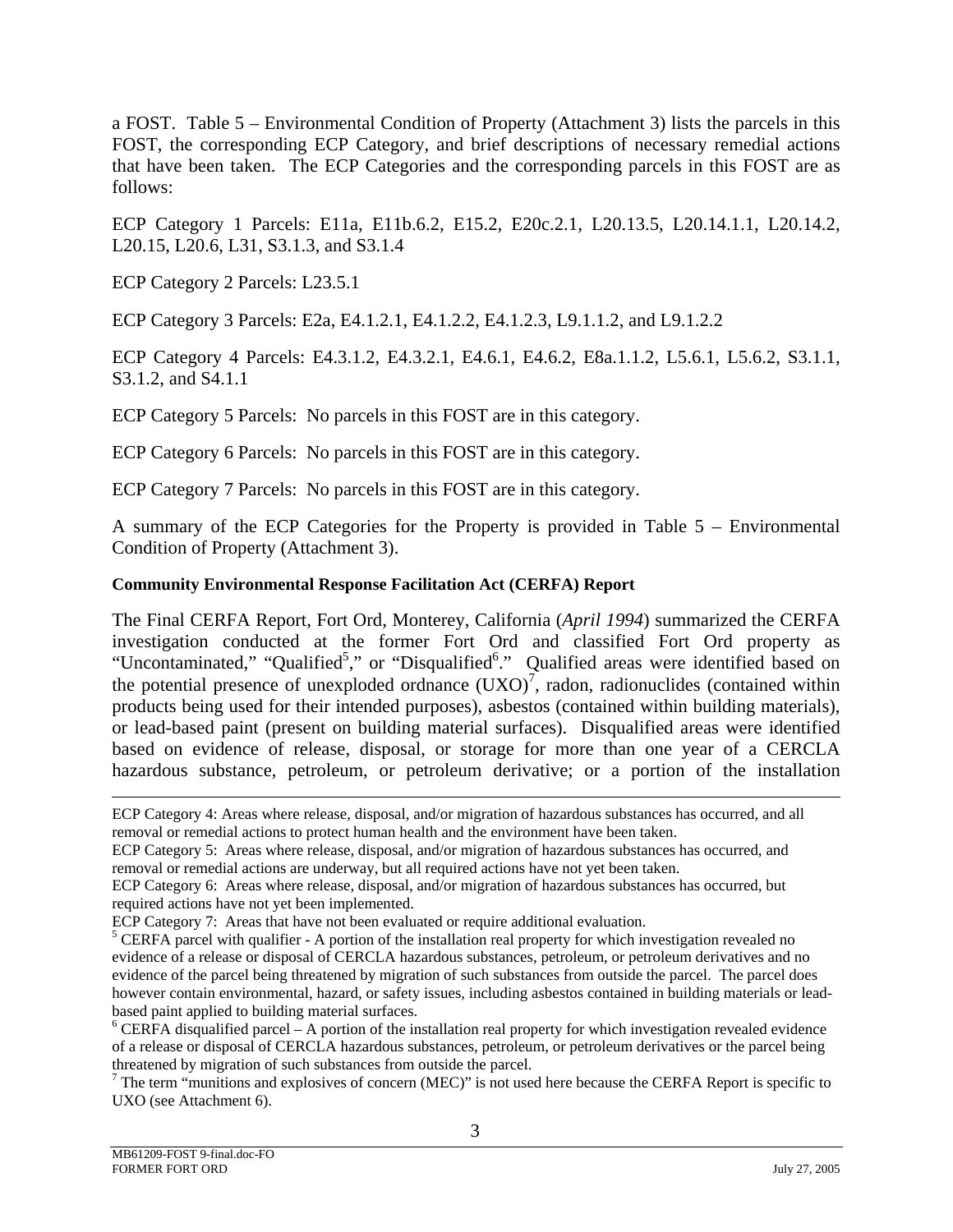a FOST. Table 5 – Environmental Condition of Property (Attachment 3) lists the parcels in this FOST, the corresponding ECP Category, and brief descriptions of necessary remedial actions that have been taken. The ECP Categories and the corresponding parcels in this FOST are as follows:

ECP Category 1 Parcels: E11a, E11b.6.2, E15.2, E20c.2.1, L20.13.5, L20.14.1.1, L20.14.2, L20.15, L20.6, L31, S3.1.3, and S3.1.4

ECP Category 2 Parcels: L23.5.1

ECP Category 3 Parcels: E2a, E4.1.2.1, E4.1.2.2, E4.1.2.3, L9.1.1.2, and L9.1.2.2

ECP Category 4 Parcels: E4.3.1.2, E4.3.2.1, E4.6.1, E4.6.2, E8a.1.1.2, L5.6.1, L5.6.2, S3.1.1, S3.1.2, and S4.1.1

ECP Category 5 Parcels: No parcels in this FOST are in this category.

ECP Category 6 Parcels: No parcels in this FOST are in this category.

ECP Category 7 Parcels: No parcels in this FOST are in this category.

A summary of the ECP Categories for the Property is provided in Table 5 – Environmental Condition of Property (Attachment 3).

**Community Environmental Response Facilitation Act (CERFA) Report**

The Final CERFA Report, Fort Ord, Monterey, California (*April 1994*) summarized the CERFA investigation conducted at the former Fort Ord and classified Fort Ord property as "Uncontaminated," "Qualified[5]," or "Disqualified[6]." Qualified areas were identified based on the potential presence of unexploded ordnance (UXO)[7], radon, radionuclides (contained within products being used for their intended purposes), asbestos (contained within building materials), or lead-based paint (present on building material surfaces). Disqualified areas were identified based on evidence of release, disposal, or storage for more than one year of a CERCLA hazardous substance, petroleum, or petroleum derivative; or a portion of the installation

---

ECP Category 4: Areas where release, disposal, and/or migration of hazardous substances has occurred, and all removal or remedial actions to protect human health and the environment have been taken.

ECP Category 5: Areas where release, disposal, and/or migration of hazardous substances has occurred, and removal or remedial actions are underway, but all required actions have not yet been taken.

ECP Category 6: Areas where release, disposal, and/or migration of hazardous substances has occurred, but required actions have not yet been implemented.

ECP Category 7: Areas that have not been evaluated or require additional evaluation.

[5] CERFA parcel with qualifier - A portion of the installation real property for which investigation revealed no evidence of a release or disposal of CERCLA hazardous substances, petroleum, or petroleum derivatives and no evidence of the parcel being threatened by migration of such substances from outside the parcel. The parcel does however contain environmental, hazard, or safety issues, including asbestos contained in building materials or lead-based paint applied to building material surfaces.

[6] CERFA disqualified parcel – A portion of the installation real property for which investigation revealed evidence of a release or disposal of CERCLA hazardous substances, petroleum, or petroleum derivatives or the parcel being threatened by migration of such substances from outside the parcel.

[7] The term "munitions and explosives of concern (MEC)" is not used here because the CERFA Report is specific to UXO (see Attachment 6).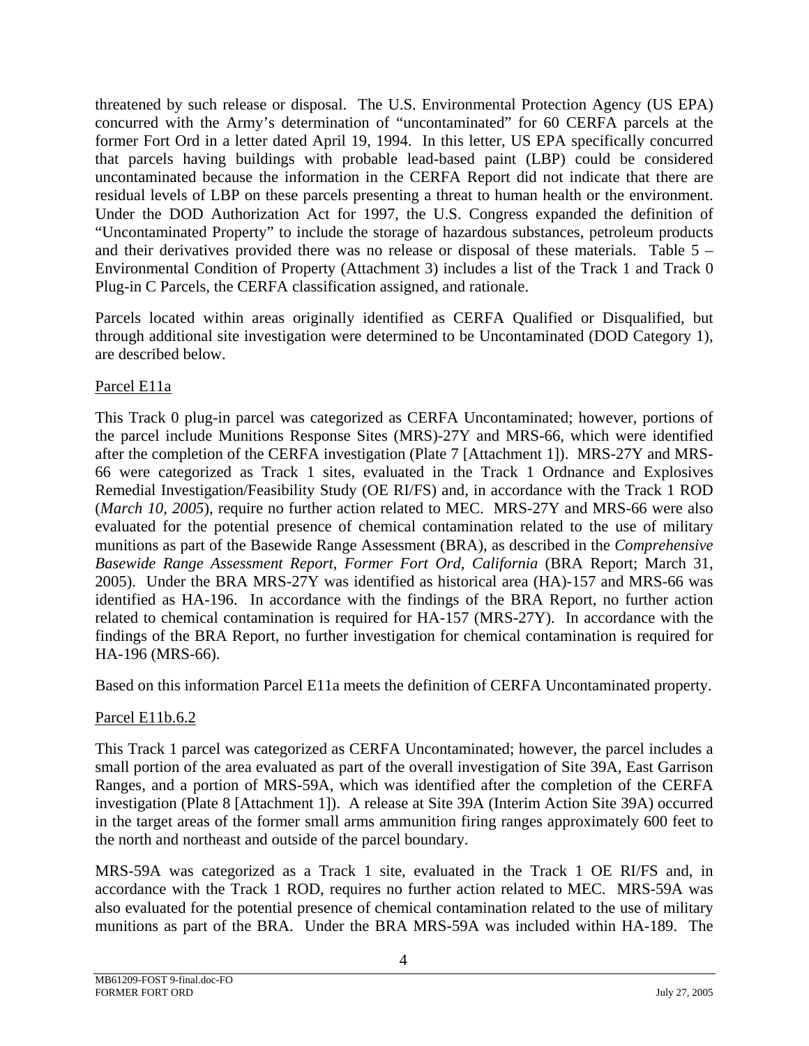threatened by such release or disposal. The U.S. Environmental Protection Agency (US EPA) concurred with the Army's determination of "uncontaminated" for 60 CERFA parcels at the former Fort Ord in a letter dated April 19, 1994. In this letter, US EPA specifically concurred that parcels having buildings with probable lead-based paint (LBP) could be considered uncontaminated because the information in the CERFA Report did not indicate that there are residual levels of LBP on these parcels presenting a threat to human health or the environment. Under the DOD Authorization Act for 1997, the U.S. Congress expanded the definition of "Uncontaminated Property" to include the storage of hazardous substances, petroleum products and their derivatives provided there was no release or disposal of these materials. Table 5 – Environmental Condition of Property (Attachment 3) includes a list of the Track 1 and Track 0 Plug-in C Parcels, the CERFA classification assigned, and rationale.

Parcels located within areas originally identified as CERFA Qualified or Disqualified, but through additional site investigation were determined to be Uncontaminated (DOD Category 1), are described below.

Parcel E11a

This Track 0 plug-in parcel was categorized as CERFA Uncontaminated; however, portions of the parcel include Munitions Response Sites (MRS)-27Y and MRS-66, which were identified after the completion of the CERFA investigation (Plate 7 [Attachment 1]). MRS-27Y and MRS-66 were categorized as Track 1 sites, evaluated in the Track 1 Ordnance and Explosives Remedial Investigation/Feasibility Study (OE RI/FS) and, in accordance with the Track 1 ROD (*March 10, 2005*), require no further action related to MEC. MRS-27Y and MRS-66 were also evaluated for the potential presence of chemical contamination related to the use of military munitions as part of the Basewide Range Assessment (BRA), as described in the *Comprehensive Basewide Range Assessment Report, Former Fort Ord, California* (BRA Report; March 31, 2005). Under the BRA MRS-27Y was identified as historical area (HA)-157 and MRS-66 was identified as HA-196. In accordance with the findings of the BRA Report, no further action related to chemical contamination is required for HA-157 (MRS-27Y). In accordance with the findings of the BRA Report, no further investigation for chemical contamination is required for HA-196 (MRS-66).

Based on this information Parcel E11a meets the definition of CERFA Uncontaminated property.

Parcel E11b.6.2

This Track 1 parcel was categorized as CERFA Uncontaminated; however, the parcel includes a small portion of the area evaluated as part of the overall investigation of Site 39A, East Garrison Ranges, and a portion of MRS-59A, which was identified after the completion of the CERFA investigation (Plate 8 [Attachment 1]). A release at Site 39A (Interim Action Site 39A) occurred in the target areas of the former small arms ammunition firing ranges approximately 600 feet to the north and northeast and outside of the parcel boundary.

MRS-59A was categorized as a Track 1 site, evaluated in the Track 1 OE RI/FS and, in accordance with the Track 1 ROD, requires no further action related to MEC. MRS-59A was also evaluated for the potential presence of chemical contamination related to the use of military munitions as part of the BRA. Under the BRA MRS-59A was included within HA-189. The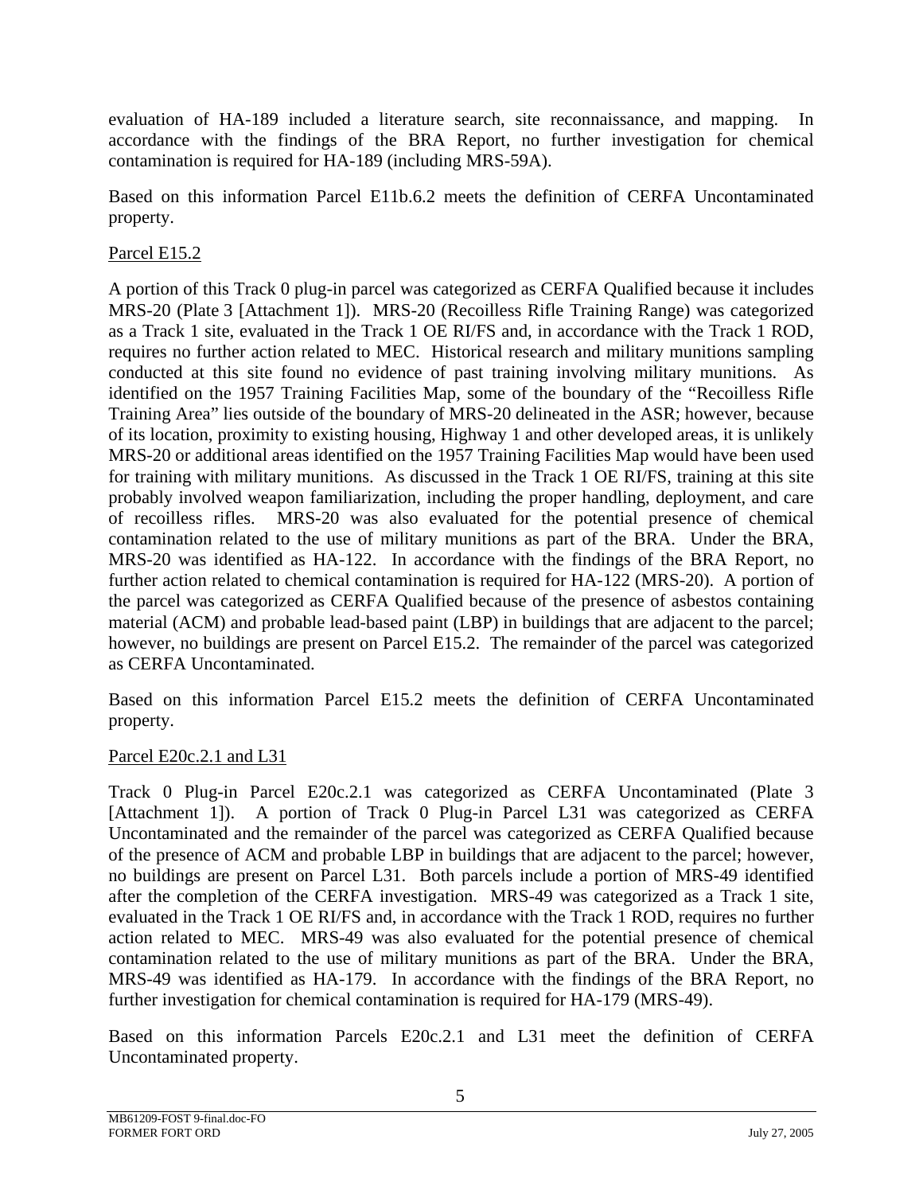evaluation of HA-189 included a literature search, site reconnaissance, and mapping. In accordance with the findings of the BRA Report, no further investigation for chemical contamination is required for HA-189 (including MRS-59A).

Based on this information Parcel E11b.6.2 meets the definition of CERFA Uncontaminated property.

Parcel E15.2

A portion of this Track 0 plug-in parcel was categorized as CERFA Qualified because it includes MRS-20 (Plate 3 [Attachment 1]). MRS-20 (Recoilless Rifle Training Range) was categorized as a Track 1 site, evaluated in the Track 1 OE RI/FS and, in accordance with the Track 1 ROD, requires no further action related to MEC. Historical research and military munitions sampling conducted at this site found no evidence of past training involving military munitions. As identified on the 1957 Training Facilities Map, some of the boundary of the "Recoilless Rifle Training Area" lies outside of the boundary of MRS-20 delineated in the ASR; however, because of its location, proximity to existing housing, Highway 1 and other developed areas, it is unlikely MRS-20 or additional areas identified on the 1957 Training Facilities Map would have been used for training with military munitions. As discussed in the Track 1 OE RI/FS, training at this site probably involved weapon familiarization, including the proper handling, deployment, and care of recoilless rifles. MRS-20 was also evaluated for the potential presence of chemical contamination related to the use of military munitions as part of the BRA. Under the BRA, MRS-20 was identified as HA-122. In accordance with the findings of the BRA Report, no further action related to chemical contamination is required for HA-122 (MRS-20). A portion of the parcel was categorized as CERFA Qualified because of the presence of asbestos containing material (ACM) and probable lead-based paint (LBP) in buildings that are adjacent to the parcel; however, no buildings are present on Parcel E15.2. The remainder of the parcel was categorized as CERFA Uncontaminated.

Based on this information Parcel E15.2 meets the definition of CERFA Uncontaminated property.

Parcel E20c.2.1 and L31

Track 0 Plug-in Parcel E20c.2.1 was categorized as CERFA Uncontaminated (Plate 3 [Attachment 1]). A portion of Track 0 Plug-in Parcel L31 was categorized as CERFA Uncontaminated and the remainder of the parcel was categorized as CERFA Qualified because of the presence of ACM and probable LBP in buildings that are adjacent to the parcel; however, no buildings are present on Parcel L31. Both parcels include a portion of MRS-49 identified after the completion of the CERFA investigation. MRS-49 was categorized as a Track 1 site, evaluated in the Track 1 OE RI/FS and, in accordance with the Track 1 ROD, requires no further action related to MEC. MRS-49 was also evaluated for the potential presence of chemical contamination related to the use of military munitions as part of the BRA. Under the BRA, MRS-49 was identified as HA-179. In accordance with the findings of the BRA Report, no further investigation for chemical contamination is required for HA-179 (MRS-49).

Based on this information Parcels E20c.2.1 and L31 meet the definition of CERFA Uncontaminated property.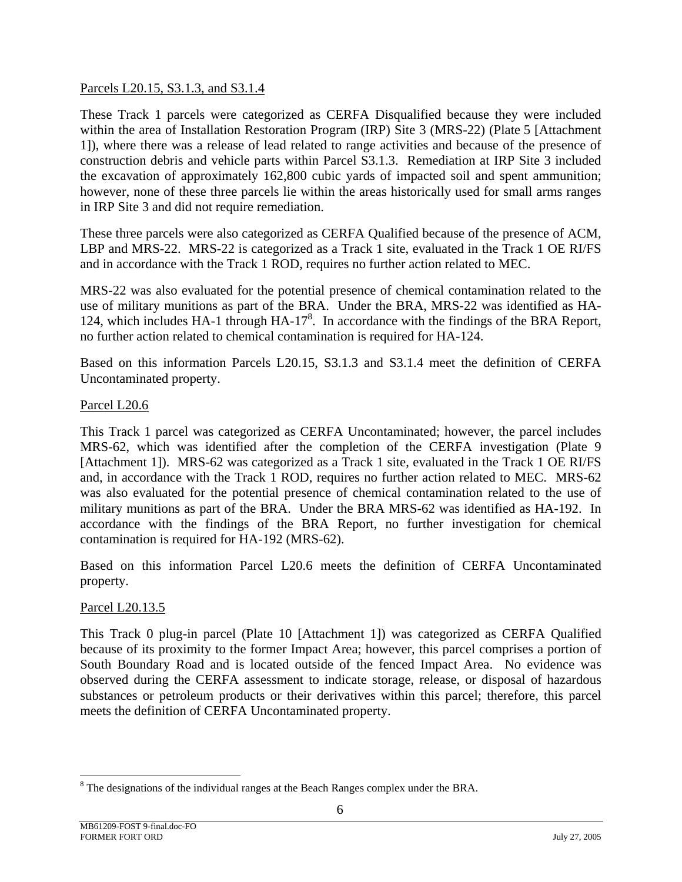Parcels L20.15, S3.1.3, and S3.1.4

These Track 1 parcels were categorized as CERFA Disqualified because they were included within the area of Installation Restoration Program (IRP) Site 3 (MRS-22) (Plate 5 [Attachment 1]), where there was a release of lead related to range activities and because of the presence of construction debris and vehicle parts within Parcel S3.1.3. Remediation at IRP Site 3 included the excavation of approximately 162,800 cubic yards of impacted soil and spent ammunition; however, none of these three parcels lie within the areas historically used for small arms ranges in IRP Site 3 and did not require remediation.

These three parcels were also categorized as CERFA Qualified because of the presence of ACM, LBP and MRS-22. MRS-22 is categorized as a Track 1 site, evaluated in the Track 1 OE RI/FS and in accordance with the Track 1 ROD, requires no further action related to MEC.

MRS-22 was also evaluated for the potential presence of chemical contamination related to the use of military munitions as part of the BRA. Under the BRA, MRS-22 was identified as HA-124, which includes HA-1 through HA-17[8]. In accordance with the findings of the BRA Report, no further action related to chemical contamination is required for HA-124.

Based on this information Parcels L20.15, S3.1.3 and S3.1.4 meet the definition of CERFA Uncontaminated property.

Parcel L20.6

This Track 1 parcel was categorized as CERFA Uncontaminated; however, the parcel includes MRS-62, which was identified after the completion of the CERFA investigation (Plate 9 [Attachment 1]). MRS-62 was categorized as a Track 1 site, evaluated in the Track 1 OE RI/FS and, in accordance with the Track 1 ROD, requires no further action related to MEC. MRS-62 was also evaluated for the potential presence of chemical contamination related to the use of military munitions as part of the BRA. Under the BRA MRS-62 was identified as HA-192. In accordance with the findings of the BRA Report, no further investigation for chemical contamination is required for HA-192 (MRS-62).

Based on this information Parcel L20.6 meets the definition of CERFA Uncontaminated property.

Parcel L20.13.5

This Track 0 plug-in parcel (Plate 10 [Attachment 1]) was categorized as CERFA Qualified because of its proximity to the former Impact Area; however, this parcel comprises a portion of South Boundary Road and is located outside of the fenced Impact Area. No evidence was observed during the CERFA assessment to indicate storage, release, or disposal of hazardous substances or petroleum products or their derivatives within this parcel; therefore, this parcel meets the definition of CERFA Uncontaminated property.

[8] The designations of the individual ranges at the Beach Ranges complex under the BRA.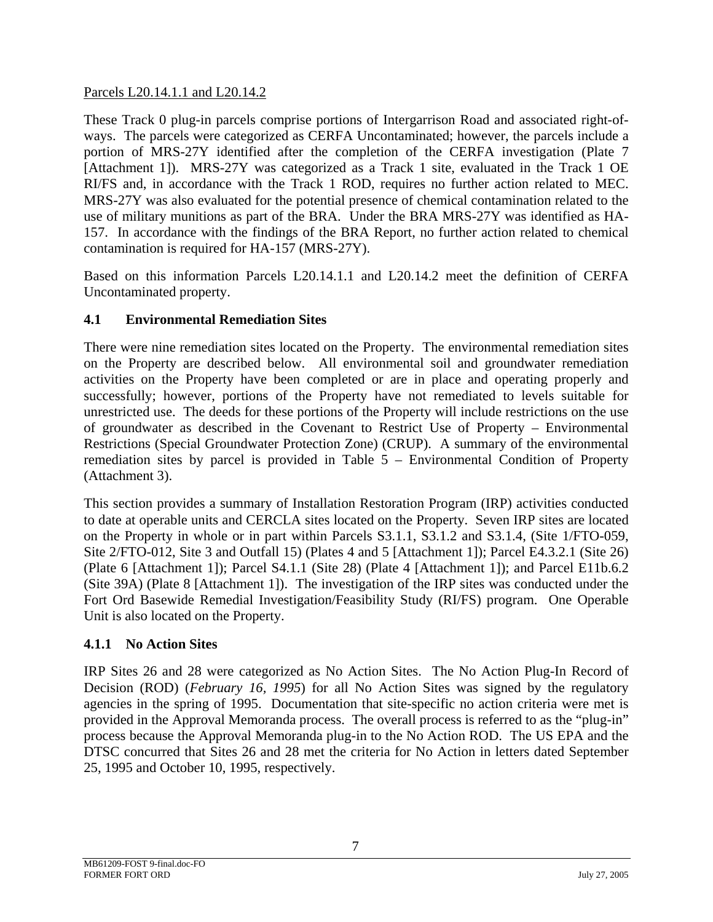Parcels L20.14.1.1 and L20.14.2

These Track 0 plug-in parcels comprise portions of Intergarrison Road and associated right-of-ways. The parcels were categorized as CERFA Uncontaminated; however, the parcels include a portion of MRS-27Y identified after the completion of the CERFA investigation (Plate 7 [Attachment 1]). MRS-27Y was categorized as a Track 1 site, evaluated in the Track 1 OE RI/FS and, in accordance with the Track 1 ROD, requires no further action related to MEC. MRS-27Y was also evaluated for the potential presence of chemical contamination related to the use of military munitions as part of the BRA. Under the BRA MRS-27Y was identified as HA-157. In accordance with the findings of the BRA Report, no further action related to chemical contamination is required for HA-157 (MRS-27Y).

Based on this information Parcels L20.14.1.1 and L20.14.2 meet the definition of CERFA Uncontaminated property.

## 4.1 Environmental Remediation Sites

There were nine remediation sites located on the Property. The environmental remediation sites on the Property are described below. All environmental soil and groundwater remediation activities on the Property have been completed or are in place and operating properly and successfully; however, portions of the Property have not remediated to levels suitable for unrestricted use. The deeds for these portions of the Property will include restrictions on the use of groundwater as described in the Covenant to Restrict Use of Property – Environmental Restrictions (Special Groundwater Protection Zone) (CRUP). A summary of the environmental remediation sites by parcel is provided in Table 5 – Environmental Condition of Property (Attachment 3).

This section provides a summary of Installation Restoration Program (IRP) activities conducted to date at operable units and CERCLA sites located on the Property. Seven IRP sites are located on the Property in whole or in part within Parcels S3.1.1, S3.1.2 and S3.1.4, (Site 1/FTO-059, Site 2/FTO-012, Site 3 and Outfall 15) (Plates 4 and 5 [Attachment 1]); Parcel E4.3.2.1 (Site 26) (Plate 6 [Attachment 1]); Parcel S4.1.1 (Site 28) (Plate 4 [Attachment 1]); and Parcel E11b.6.2 (Site 39A) (Plate 8 [Attachment 1]). The investigation of the IRP sites was conducted under the Fort Ord Basewide Remedial Investigation/Feasibility Study (RI/FS) program. One Operable Unit is also located on the Property.

### 4.1.1 No Action Sites

IRP Sites 26 and 28 were categorized as No Action Sites. The No Action Plug-In Record of Decision (ROD) (*February 16, 1995*) for all No Action Sites was signed by the regulatory agencies in the spring of 1995. Documentation that site-specific no action criteria were met is provided in the Approval Memoranda process. The overall process is referred to as the "plug-in" process because the Approval Memoranda plug-in to the No Action ROD. The US EPA and the DTSC concurred that Sites 26 and 28 met the criteria for No Action in letters dated September 25, 1995 and October 10, 1995, respectively.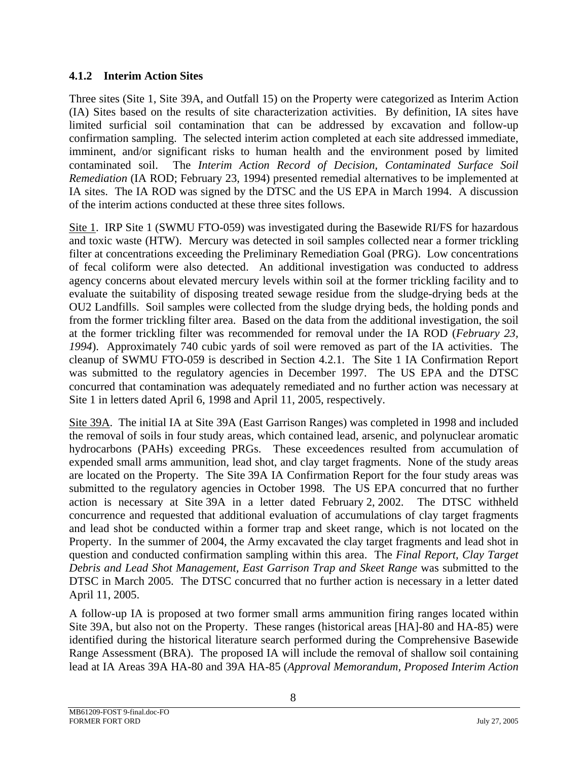### 4.1.2 Interim Action Sites

Three sites (Site 1, Site 39A, and Outfall 15) on the Property were categorized as Interim Action (IA) Sites based on the results of site characterization activities. By definition, IA sites have limited surficial soil contamination that can be addressed by excavation and follow-up confirmation sampling. The selected interim action completed at each site addressed immediate, imminent, and/or significant risks to human health and the environment posed by limited contaminated soil. The *Interim Action Record of Decision, Contaminated Surface Soil Remediation* (IA ROD; February 23, 1994) presented remedial alternatives to be implemented at IA sites. The IA ROD was signed by the DTSC and the US EPA in March 1994. A discussion of the interim actions conducted at these three sites follows.

Site 1. IRP Site 1 (SWMU FTO-059) was investigated during the Basewide RI/FS for hazardous and toxic waste (HTW). Mercury was detected in soil samples collected near a former trickling filter at concentrations exceeding the Preliminary Remediation Goal (PRG). Low concentrations of fecal coliform were also detected. An additional investigation was conducted to address agency concerns about elevated mercury levels within soil at the former trickling facility and to evaluate the suitability of disposing treated sewage residue from the sludge-drying beds at the OU2 Landfills. Soil samples were collected from the sludge drying beds, the holding ponds and from the former trickling filter area. Based on the data from the additional investigation, the soil at the former trickling filter was recommended for removal under the IA ROD (*February 23, 1994*). Approximately 740 cubic yards of soil were removed as part of the IA activities. The cleanup of SWMU FTO-059 is described in Section 4.2.1. The Site 1 IA Confirmation Report was submitted to the regulatory agencies in December 1997. The US EPA and the DTSC concurred that contamination was adequately remediated and no further action was necessary at Site 1 in letters dated April 6, 1998 and April 11, 2005, respectively.

Site 39A. The initial IA at Site 39A (East Garrison Ranges) was completed in 1998 and included the removal of soils in four study areas, which contained lead, arsenic, and polynuclear aromatic hydrocarbons (PAHs) exceeding PRGs. These exceedences resulted from accumulation of expended small arms ammunition, lead shot, and clay target fragments. None of the study areas are located on the Property. The Site 39A IA Confirmation Report for the four study areas was submitted to the regulatory agencies in October 1998. The US EPA concurred that no further action is necessary at Site 39A in a letter dated February 2, 2002. The DTSC withheld concurrence and requested that additional evaluation of accumulations of clay target fragments and lead shot be conducted within a former trap and skeet range, which is not located on the Property. In the summer of 2004, the Army excavated the clay target fragments and lead shot in question and conducted confirmation sampling within this area. The *Final Report, Clay Target Debris and Lead Shot Management, East Garrison Trap and Skeet Range* was submitted to the DTSC in March 2005. The DTSC concurred that no further action is necessary in a letter dated April 11, 2005.

A follow-up IA is proposed at two former small arms ammunition firing ranges located within Site 39A, but also not on the Property. These ranges (historical areas [HA]-80 and HA-85) were identified during the historical literature search performed during the Comprehensive Basewide Range Assessment (BRA). The proposed IA will include the removal of shallow soil containing lead at IA Areas 39A HA-80 and 39A HA-85 (*Approval Memorandum, Proposed Interim Action*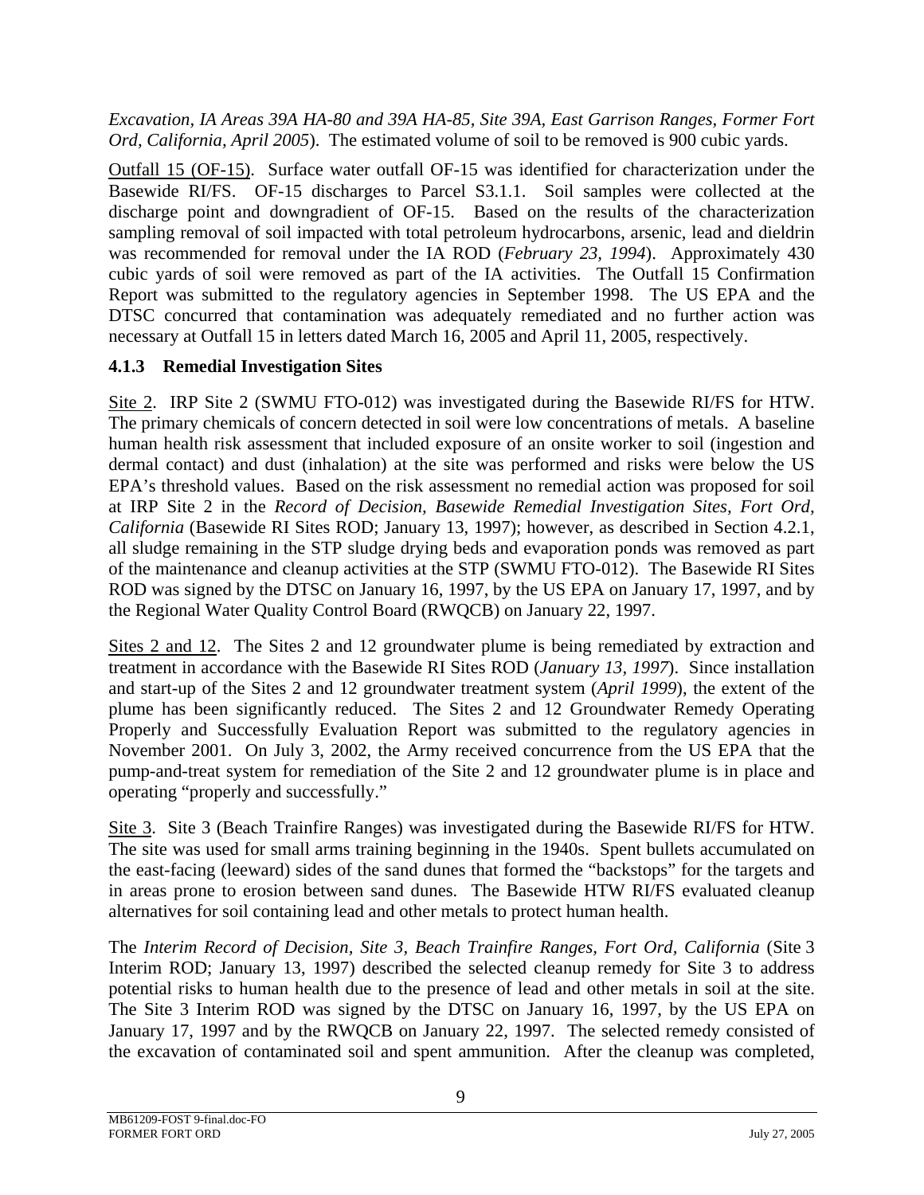*Excavation, IA Areas 39A HA-80 and 39A HA-85, Site 39A, East Garrison Ranges, Former Fort Ord, California, April 2005*). The estimated volume of soil to be removed is 900 cubic yards.

Outfall 15 (OF-15). Surface water outfall OF-15 was identified for characterization under the Basewide RI/FS. OF-15 discharges to Parcel S3.1.1. Soil samples were collected at the discharge point and downgradient of OF-15. Based on the results of the characterization sampling removal of soil impacted with total petroleum hydrocarbons, arsenic, lead and dieldrin was recommended for removal under the IA ROD (*February 23, 1994*). Approximately 430 cubic yards of soil were removed as part of the IA activities. The Outfall 15 Confirmation Report was submitted to the regulatory agencies in September 1998. The US EPA and the DTSC concurred that contamination was adequately remediated and no further action was necessary at Outfall 15 in letters dated March 16, 2005 and April 11, 2005, respectively.

### 4.1.3 Remedial Investigation Sites

Site 2. IRP Site 2 (SWMU FTO-012) was investigated during the Basewide RI/FS for HTW. The primary chemicals of concern detected in soil were low concentrations of metals. A baseline human health risk assessment that included exposure of an onsite worker to soil (ingestion and dermal contact) and dust (inhalation) at the site was performed and risks were below the US EPA's threshold values. Based on the risk assessment no remedial action was proposed for soil at IRP Site 2 in the *Record of Decision, Basewide Remedial Investigation Sites, Fort Ord, California* (Basewide RI Sites ROD; January 13, 1997); however, as described in Section 4.2.1, all sludge remaining in the STP sludge drying beds and evaporation ponds was removed as part of the maintenance and cleanup activities at the STP (SWMU FTO-012). The Basewide RI Sites ROD was signed by the DTSC on January 16, 1997, by the US EPA on January 17, 1997, and by the Regional Water Quality Control Board (RWQCB) on January 22, 1997.

Sites 2 and 12. The Sites 2 and 12 groundwater plume is being remediated by extraction and treatment in accordance with the Basewide RI Sites ROD (*January 13, 1997*). Since installation and start-up of the Sites 2 and 12 groundwater treatment system (*April 1999*), the extent of the plume has been significantly reduced. The Sites 2 and 12 Groundwater Remedy Operating Properly and Successfully Evaluation Report was submitted to the regulatory agencies in November 2001. On July 3, 2002, the Army received concurrence from the US EPA that the pump-and-treat system for remediation of the Site 2 and 12 groundwater plume is in place and operating "properly and successfully."

Site 3. Site 3 (Beach Trainfire Ranges) was investigated during the Basewide RI/FS for HTW. The site was used for small arms training beginning in the 1940s. Spent bullets accumulated on the east-facing (leeward) sides of the sand dunes that formed the "backstops" for the targets and in areas prone to erosion between sand dunes. The Basewide HTW RI/FS evaluated cleanup alternatives for soil containing lead and other metals to protect human health.

The *Interim Record of Decision, Site 3, Beach Trainfire Ranges, Fort Ord, California* (Site 3 Interim ROD; January 13, 1997) described the selected cleanup remedy for Site 3 to address potential risks to human health due to the presence of lead and other metals in soil at the site. The Site 3 Interim ROD was signed by the DTSC on January 16, 1997, by the US EPA on January 17, 1997 and by the RWQCB on January 22, 1997. The selected remedy consisted of the excavation of contaminated soil and spent ammunition. After the cleanup was completed,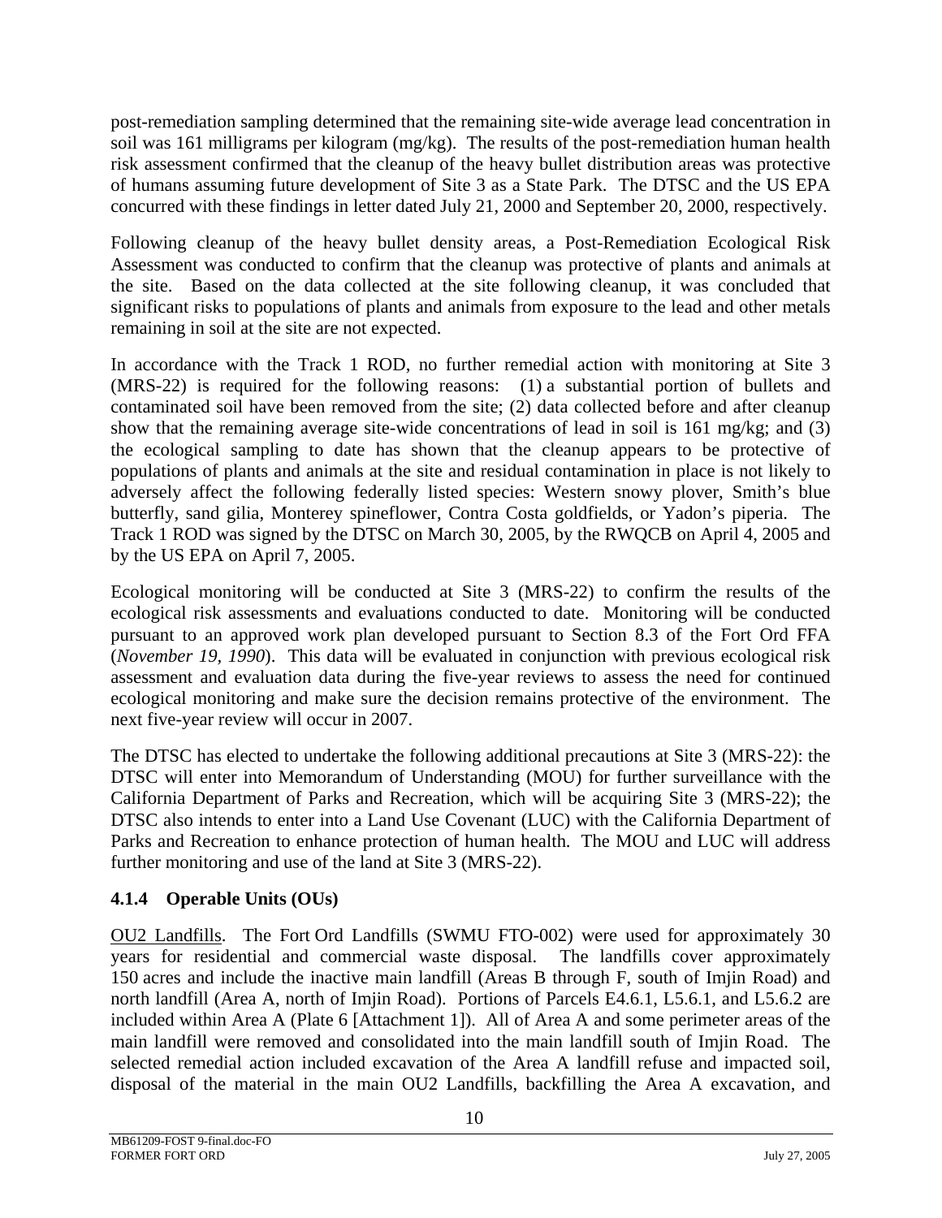post-remediation sampling determined that the remaining site-wide average lead concentration in soil was 161 milligrams per kilogram (mg/kg). The results of the post-remediation human health risk assessment confirmed that the cleanup of the heavy bullet distribution areas was protective of humans assuming future development of Site 3 as a State Park. The DTSC and the US EPA concurred with these findings in letter dated July 21, 2000 and September 20, 2000, respectively.

Following cleanup of the heavy bullet density areas, a Post-Remediation Ecological Risk Assessment was conducted to confirm that the cleanup was protective of plants and animals at the site. Based on the data collected at the site following cleanup, it was concluded that significant risks to populations of plants and animals from exposure to the lead and other metals remaining in soil at the site are not expected.

In accordance with the Track 1 ROD, no further remedial action with monitoring at Site 3 (MRS-22) is required for the following reasons: (1) a substantial portion of bullets and contaminated soil have been removed from the site; (2) data collected before and after cleanup show that the remaining average site-wide concentrations of lead in soil is 161 mg/kg; and (3) the ecological sampling to date has shown that the cleanup appears to be protective of populations of plants and animals at the site and residual contamination in place is not likely to adversely affect the following federally listed species: Western snowy plover, Smith's blue butterfly, sand gilia, Monterey spineflower, Contra Costa goldfields, or Yadon's piperia. The Track 1 ROD was signed by the DTSC on March 30, 2005, by the RWQCB on April 4, 2005 and by the US EPA on April 7, 2005.

Ecological monitoring will be conducted at Site 3 (MRS-22) to confirm the results of the ecological risk assessments and evaluations conducted to date. Monitoring will be conducted pursuant to an approved work plan developed pursuant to Section 8.3 of the Fort Ord FFA (*November 19, 1990*). This data will be evaluated in conjunction with previous ecological risk assessment and evaluation data during the five-year reviews to assess the need for continued ecological monitoring and make sure the decision remains protective of the environment. The next five-year review will occur in 2007.

The DTSC has elected to undertake the following additional precautions at Site 3 (MRS-22): the DTSC will enter into Memorandum of Understanding (MOU) for further surveillance with the California Department of Parks and Recreation, which will be acquiring Site 3 (MRS-22); the DTSC also intends to enter into a Land Use Covenant (LUC) with the California Department of Parks and Recreation to enhance protection of human health. The MOU and LUC will address further monitoring and use of the land at Site 3 (MRS-22).

### 4.1.4 Operable Units (OUs)

<u>OU2 Landfills</u>. The Fort Ord Landfills (SWMU FTO-002) were used for approximately 30 years for residential and commercial waste disposal. The landfills cover approximately 150 acres and include the inactive main landfill (Areas B through F, south of Imjin Road) and north landfill (Area A, north of Imjin Road). Portions of Parcels E4.6.1, L5.6.1, and L5.6.2 are included within Area A (Plate 6 [Attachment 1]). All of Area A and some perimeter areas of the main landfill were removed and consolidated into the main landfill south of Imjin Road. The selected remedial action included excavation of the Area A landfill refuse and impacted soil, disposal of the material in the main OU2 Landfills, backfilling the Area A excavation, and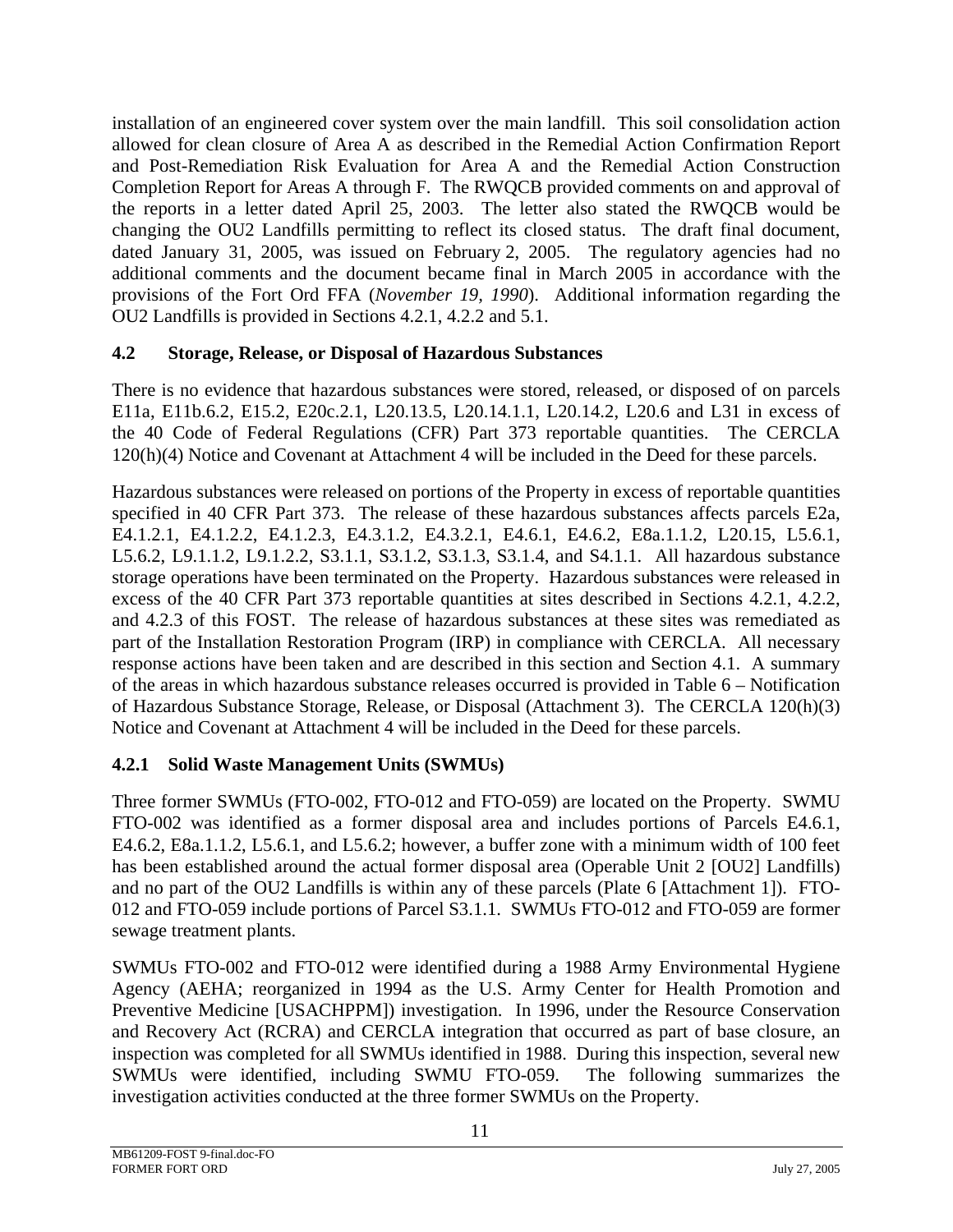installation of an engineered cover system over the main landfill. This soil consolidation action allowed for clean closure of Area A as described in the Remedial Action Confirmation Report and Post-Remediation Risk Evaluation for Area A and the Remedial Action Construction Completion Report for Areas A through F. The RWQCB provided comments on and approval of the reports in a letter dated April 25, 2003. The letter also stated the RWQCB would be changing the OU2 Landfills permitting to reflect its closed status. The draft final document, dated January 31, 2005, was issued on February 2, 2005. The regulatory agencies had no additional comments and the document became final in March 2005 in accordance with the provisions of the Fort Ord FFA (*November 19, 1990*). Additional information regarding the OU2 Landfills is provided in Sections 4.2.1, 4.2.2 and 5.1.

### 4.2 Storage, Release, or Disposal of Hazardous Substances

There is no evidence that hazardous substances were stored, released, or disposed of on parcels E11a, E11b.6.2, E15.2, E20c.2.1, L20.13.5, L20.14.1.1, L20.14.2, L20.6 and L31 in excess of the 40 Code of Federal Regulations (CFR) Part 373 reportable quantities. The CERCLA 120(h)(4) Notice and Covenant at Attachment 4 will be included in the Deed for these parcels.

Hazardous substances were released on portions of the Property in excess of reportable quantities specified in 40 CFR Part 373. The release of these hazardous substances affects parcels E2a, E4.1.2.1, E4.1.2.2, E4.1.2.3, E4.3.1.2, E4.3.2.1, E4.6.1, E4.6.2, E8a.1.1.2, L20.15, L5.6.1, L5.6.2, L9.1.1.2, L9.1.2.2, S3.1.1, S3.1.2, S3.1.3, S3.1.4, and S4.1.1. All hazardous substance storage operations have been terminated on the Property. Hazardous substances were released in excess of the 40 CFR Part 373 reportable quantities at sites described in Sections 4.2.1, 4.2.2, and 4.2.3 of this FOST. The release of hazardous substances at these sites was remediated as part of the Installation Restoration Program (IRP) in compliance with CERCLA. All necessary response actions have been taken and are described in this section and Section 4.1. A summary of the areas in which hazardous substance releases occurred is provided in Table 6 – Notification of Hazardous Substance Storage, Release, or Disposal (Attachment 3). The CERCLA 120(h)(3) Notice and Covenant at Attachment 4 will be included in the Deed for these parcels.

#### 4.2.1 Solid Waste Management Units (SWMUs)

Three former SWMUs (FTO-002, FTO-012 and FTO-059) are located on the Property. SWMU FTO-002 was identified as a former disposal area and includes portions of Parcels E4.6.1, E4.6.2, E8a.1.1.2, L5.6.1, and L5.6.2; however, a buffer zone with a minimum width of 100 feet has been established around the actual former disposal area (Operable Unit 2 [OU2] Landfills) and no part of the OU2 Landfills is within any of these parcels (Plate 6 [Attachment 1]). FTO-012 and FTO-059 include portions of Parcel S3.1.1. SWMUs FTO-012 and FTO-059 are former sewage treatment plants.

SWMUs FTO-002 and FTO-012 were identified during a 1988 Army Environmental Hygiene Agency (AEHA; reorganized in 1994 as the U.S. Army Center for Health Promotion and Preventive Medicine [USACHPPM]) investigation. In 1996, under the Resource Conservation and Recovery Act (RCRA) and CERCLA integration that occurred as part of base closure, an inspection was completed for all SWMUs identified in 1988. During this inspection, several new SWMUs were identified, including SWMU FTO-059. The following summarizes the investigation activities conducted at the three former SWMUs on the Property.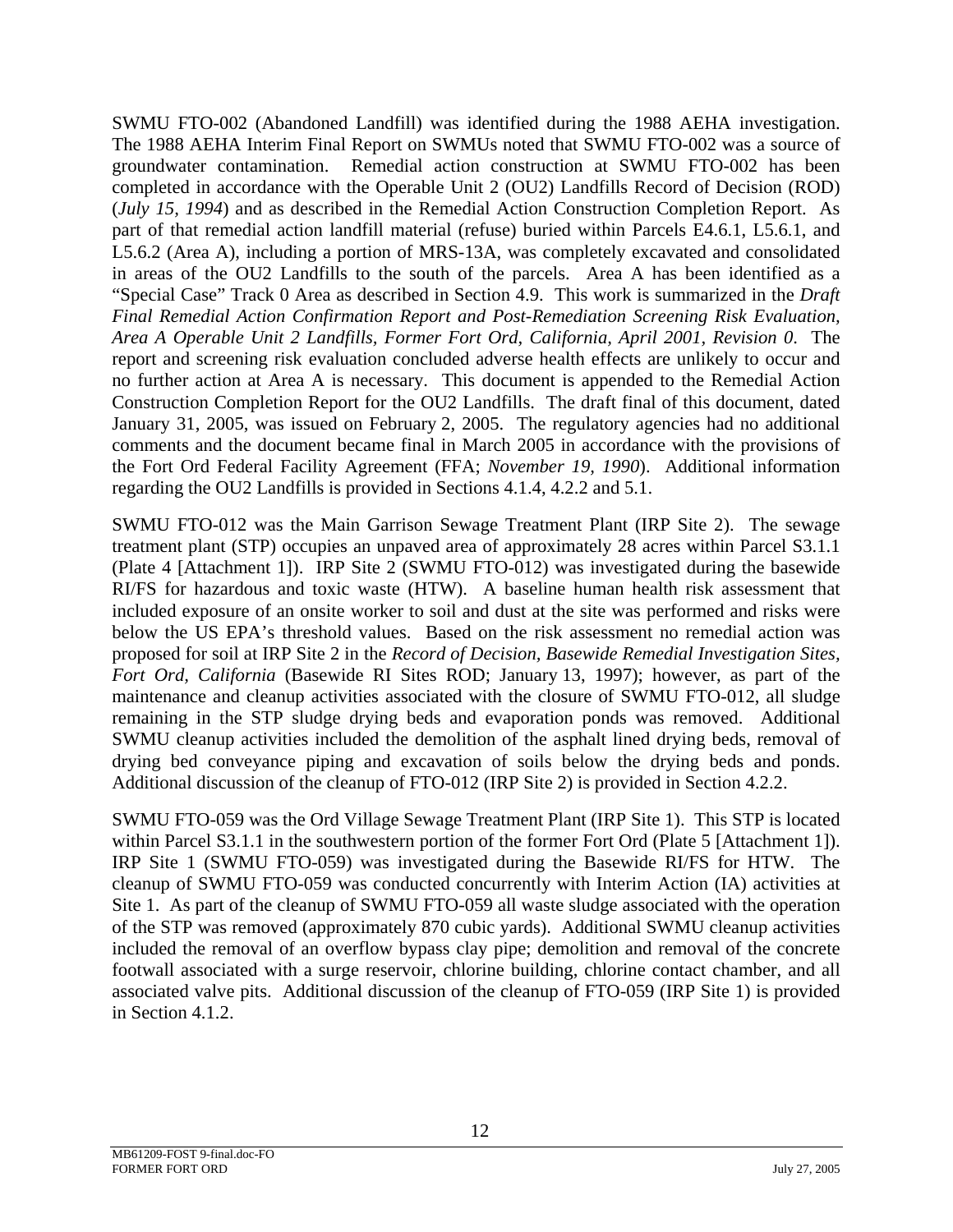SWMU FTO-002 (Abandoned Landfill) was identified during the 1988 AEHA investigation. The 1988 AEHA Interim Final Report on SWMUs noted that SWMU FTO-002 was a source of groundwater contamination. Remedial action construction at SWMU FTO-002 has been completed in accordance with the Operable Unit 2 (OU2) Landfills Record of Decision (ROD) (*July 15, 1994*) and as described in the Remedial Action Construction Completion Report. As part of that remedial action landfill material (refuse) buried within Parcels E4.6.1, L5.6.1, and L5.6.2 (Area A), including a portion of MRS-13A, was completely excavated and consolidated in areas of the OU2 Landfills to the south of the parcels. Area A has been identified as a "Special Case" Track 0 Area as described in Section 4.9. This work is summarized in the *Draft Final Remedial Action Confirmation Report and Post-Remediation Screening Risk Evaluation, Area A Operable Unit 2 Landfills, Former Fort Ord, California, April 2001, Revision 0*. The report and screening risk evaluation concluded adverse health effects are unlikely to occur and no further action at Area A is necessary. This document is appended to the Remedial Action Construction Completion Report for the OU2 Landfills. The draft final of this document, dated January 31, 2005, was issued on February 2, 2005. The regulatory agencies had no additional comments and the document became final in March 2005 in accordance with the provisions of the Fort Ord Federal Facility Agreement (FFA; *November 19, 1990*). Additional information regarding the OU2 Landfills is provided in Sections 4.1.4, 4.2.2 and 5.1.

SWMU FTO-012 was the Main Garrison Sewage Treatment Plant (IRP Site 2). The sewage treatment plant (STP) occupies an unpaved area of approximately 28 acres within Parcel S3.1.1 (Plate 4 [Attachment 1]). IRP Site 2 (SWMU FTO-012) was investigated during the basewide RI/FS for hazardous and toxic waste (HTW). A baseline human health risk assessment that included exposure of an onsite worker to soil and dust at the site was performed and risks were below the US EPA's threshold values. Based on the risk assessment no remedial action was proposed for soil at IRP Site 2 in the *Record of Decision, Basewide Remedial Investigation Sites, Fort Ord, California* (Basewide RI Sites ROD; January 13, 1997); however, as part of the maintenance and cleanup activities associated with the closure of SWMU FTO-012, all sludge remaining in the STP sludge drying beds and evaporation ponds was removed. Additional SWMU cleanup activities included the demolition of the asphalt lined drying beds, removal of drying bed conveyance piping and excavation of soils below the drying beds and ponds. Additional discussion of the cleanup of FTO-012 (IRP Site 2) is provided in Section 4.2.2.

SWMU FTO-059 was the Ord Village Sewage Treatment Plant (IRP Site 1). This STP is located within Parcel S3.1.1 in the southwestern portion of the former Fort Ord (Plate 5 [Attachment 1]). IRP Site 1 (SWMU FTO-059) was investigated during the Basewide RI/FS for HTW. The cleanup of SWMU FTO-059 was conducted concurrently with Interim Action (IA) activities at Site 1. As part of the cleanup of SWMU FTO-059 all waste sludge associated with the operation of the STP was removed (approximately 870 cubic yards). Additional SWMU cleanup activities included the removal of an overflow bypass clay pipe; demolition and removal of the concrete footwall associated with a surge reservoir, chlorine building, chlorine contact chamber, and all associated valve pits. Additional discussion of the cleanup of FTO-059 (IRP Site 1) is provided in Section 4.1.2.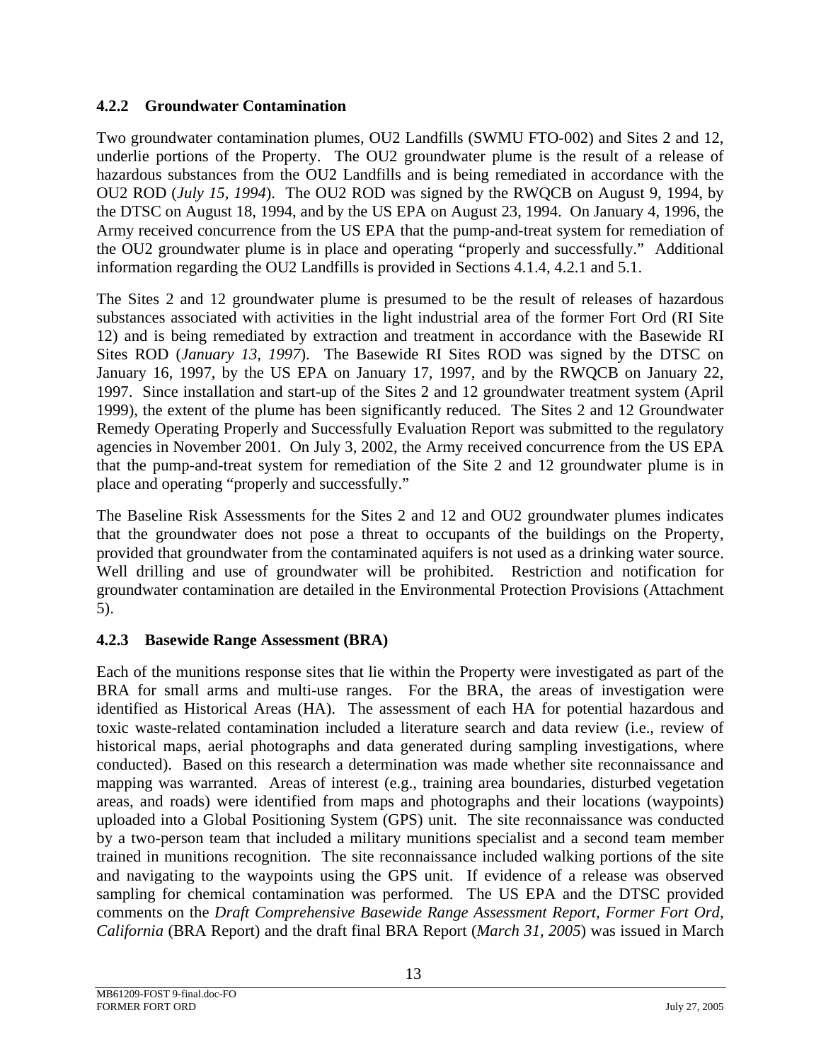### 4.2.2 Groundwater Contamination

Two groundwater contamination plumes, OU2 Landfills (SWMU FTO-002) and Sites 2 and 12, underlie portions of the Property. The OU2 groundwater plume is the result of a release of hazardous substances from the OU2 Landfills and is being remediated in accordance with the OU2 ROD (*July 15, 1994*). The OU2 ROD was signed by the RWQCB on August 9, 1994, by the DTSC on August 18, 1994, and by the US EPA on August 23, 1994. On January 4, 1996, the Army received concurrence from the US EPA that the pump-and-treat system for remediation of the OU2 groundwater plume is in place and operating "properly and successfully." Additional information regarding the OU2 Landfills is provided in Sections 4.1.4, 4.2.1 and 5.1.

The Sites 2 and 12 groundwater plume is presumed to be the result of releases of hazardous substances associated with activities in the light industrial area of the former Fort Ord (RI Site 12) and is being remediated by extraction and treatment in accordance with the Basewide RI Sites ROD (*January 13, 1997*). The Basewide RI Sites ROD was signed by the DTSC on January 16, 1997, by the US EPA on January 17, 1997, and by the RWQCB on January 22, 1997. Since installation and start-up of the Sites 2 and 12 groundwater treatment system (April 1999), the extent of the plume has been significantly reduced. The Sites 2 and 12 Groundwater Remedy Operating Properly and Successfully Evaluation Report was submitted to the regulatory agencies in November 2001. On July 3, 2002, the Army received concurrence from the US EPA that the pump-and-treat system for remediation of the Site 2 and 12 groundwater plume is in place and operating "properly and successfully."

The Baseline Risk Assessments for the Sites 2 and 12 and OU2 groundwater plumes indicates that the groundwater does not pose a threat to occupants of the buildings on the Property, provided that groundwater from the contaminated aquifers is not used as a drinking water source. Well drilling and use of groundwater will be prohibited. Restriction and notification for groundwater contamination are detailed in the Environmental Protection Provisions (Attachment 5).

### 4.2.3 Basewide Range Assessment (BRA)

Each of the munitions response sites that lie within the Property were investigated as part of the BRA for small arms and multi-use ranges. For the BRA, the areas of investigation were identified as Historical Areas (HA). The assessment of each HA for potential hazardous and toxic waste-related contamination included a literature search and data review (i.e., review of historical maps, aerial photographs and data generated during sampling investigations, where conducted). Based on this research a determination was made whether site reconnaissance and mapping was warranted. Areas of interest (e.g., training area boundaries, disturbed vegetation areas, and roads) were identified from maps and photographs and their locations (waypoints) uploaded into a Global Positioning System (GPS) unit. The site reconnaissance was conducted by a two-person team that included a military munitions specialist and a second team member trained in munitions recognition. The site reconnaissance included walking portions of the site and navigating to the waypoints using the GPS unit. If evidence of a release was observed sampling for chemical contamination was performed. The US EPA and the DTSC provided comments on the *Draft Comprehensive Basewide Range Assessment Report, Former Fort Ord, California* (BRA Report) and the draft final BRA Report (*March 31, 2005*) was issued in March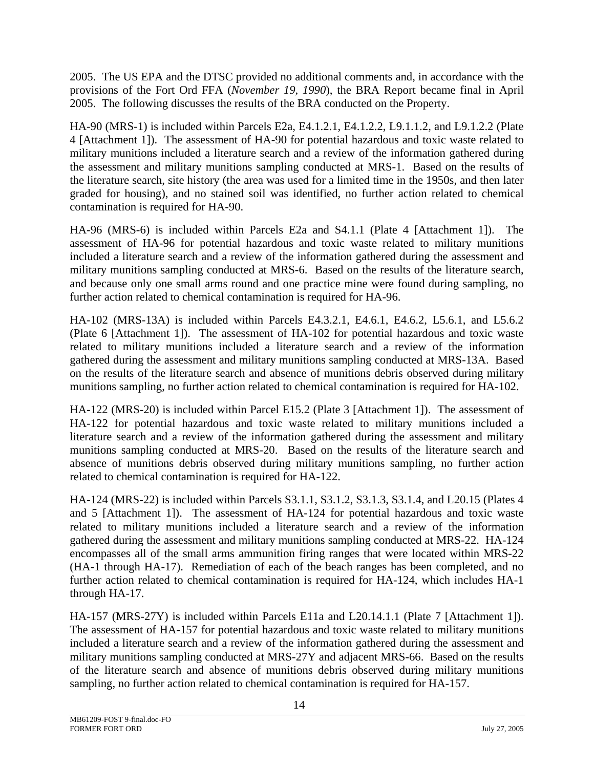2005. The US EPA and the DTSC provided no additional comments and, in accordance with the provisions of the Fort Ord FFA (*November 19, 1990*), the BRA Report became final in April 2005. The following discusses the results of the BRA conducted on the Property.

HA-90 (MRS-1) is included within Parcels E2a, E4.1.2.1, E4.1.2.2, L9.1.1.2, and L9.1.2.2 (Plate 4 [Attachment 1]). The assessment of HA-90 for potential hazardous and toxic waste related to military munitions included a literature search and a review of the information gathered during the assessment and military munitions sampling conducted at MRS-1. Based on the results of the literature search, site history (the area was used for a limited time in the 1950s, and then later graded for housing), and no stained soil was identified, no further action related to chemical contamination is required for HA-90.

HA-96 (MRS-6) is included within Parcels E2a and S4.1.1 (Plate 4 [Attachment 1]). The assessment of HA-96 for potential hazardous and toxic waste related to military munitions included a literature search and a review of the information gathered during the assessment and military munitions sampling conducted at MRS-6. Based on the results of the literature search, and because only one small arms round and one practice mine were found during sampling, no further action related to chemical contamination is required for HA-96.

HA-102 (MRS-13A) is included within Parcels E4.3.2.1, E4.6.1, E4.6.2, L5.6.1, and L5.6.2 (Plate 6 [Attachment 1]). The assessment of HA-102 for potential hazardous and toxic waste related to military munitions included a literature search and a review of the information gathered during the assessment and military munitions sampling conducted at MRS-13A. Based on the results of the literature search and absence of munitions debris observed during military munitions sampling, no further action related to chemical contamination is required for HA-102.

HA-122 (MRS-20) is included within Parcel E15.2 (Plate 3 [Attachment 1]). The assessment of HA-122 for potential hazardous and toxic waste related to military munitions included a literature search and a review of the information gathered during the assessment and military munitions sampling conducted at MRS-20. Based on the results of the literature search and absence of munitions debris observed during military munitions sampling, no further action related to chemical contamination is required for HA-122.

HA-124 (MRS-22) is included within Parcels S3.1.1, S3.1.2, S3.1.3, S3.1.4, and L20.15 (Plates 4 and 5 [Attachment 1]). The assessment of HA-124 for potential hazardous and toxic waste related to military munitions included a literature search and a review of the information gathered during the assessment and military munitions sampling conducted at MRS-22. HA-124 encompasses all of the small arms ammunition firing ranges that were located within MRS-22 (HA-1 through HA-17). Remediation of each of the beach ranges has been completed, and no further action related to chemical contamination is required for HA-124, which includes HA-1 through HA-17.

HA-157 (MRS-27Y) is included within Parcels E11a and L20.14.1.1 (Plate 7 [Attachment 1]). The assessment of HA-157 for potential hazardous and toxic waste related to military munitions included a literature search and a review of the information gathered during the assessment and military munitions sampling conducted at MRS-27Y and adjacent MRS-66. Based on the results of the literature search and absence of munitions debris observed during military munitions sampling, no further action related to chemical contamination is required for HA-157.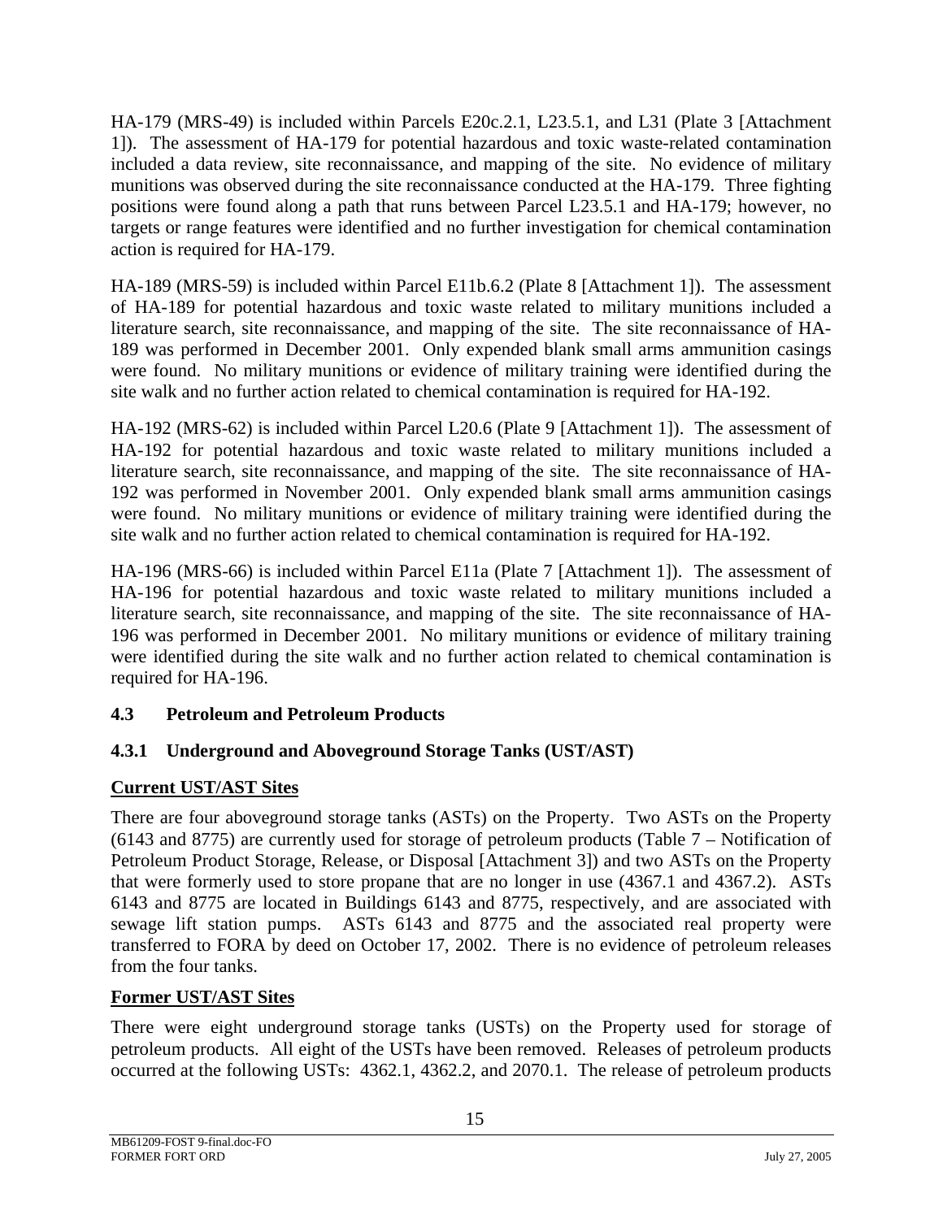HA-179 (MRS-49) is included within Parcels E20c.2.1, L23.5.1, and L31 (Plate 3 [Attachment 1]). The assessment of HA-179 for potential hazardous and toxic waste-related contamination included a data review, site reconnaissance, and mapping of the site. No evidence of military munitions was observed during the site reconnaissance conducted at the HA-179. Three fighting positions were found along a path that runs between Parcel L23.5.1 and HA-179; however, no targets or range features were identified and no further investigation for chemical contamination action is required for HA-179.

HA-189 (MRS-59) is included within Parcel E11b.6.2 (Plate 8 [Attachment 1]). The assessment of HA-189 for potential hazardous and toxic waste related to military munitions included a literature search, site reconnaissance, and mapping of the site. The site reconnaissance of HA-189 was performed in December 2001. Only expended blank small arms ammunition casings were found. No military munitions or evidence of military training were identified during the site walk and no further action related to chemical contamination is required for HA-192.

HA-192 (MRS-62) is included within Parcel L20.6 (Plate 9 [Attachment 1]). The assessment of HA-192 for potential hazardous and toxic waste related to military munitions included a literature search, site reconnaissance, and mapping of the site. The site reconnaissance of HA-192 was performed in November 2001. Only expended blank small arms ammunition casings were found. No military munitions or evidence of military training were identified during the site walk and no further action related to chemical contamination is required for HA-192.

HA-196 (MRS-66) is included within Parcel E11a (Plate 7 [Attachment 1]). The assessment of HA-196 for potential hazardous and toxic waste related to military munitions included a literature search, site reconnaissance, and mapping of the site. The site reconnaissance of HA-196 was performed in December 2001. No military munitions or evidence of military training were identified during the site walk and no further action related to chemical contamination is required for HA-196.

## 4.3 Petroleum and Petroleum Products

### 4.3.1 Underground and Aboveground Storage Tanks (UST/AST)

**Current UST/AST Sites**

There are four aboveground storage tanks (ASTs) on the Property. Two ASTs on the Property (6143 and 8775) are currently used for storage of petroleum products (Table 7 – Notification of Petroleum Product Storage, Release, or Disposal [Attachment 3]) and two ASTs on the Property that were formerly used to store propane that are no longer in use (4367.1 and 4367.2). ASTs 6143 and 8775 are located in Buildings 6143 and 8775, respectively, and are associated with sewage lift station pumps. ASTs 6143 and 8775 and the associated real property were transferred to FORA by deed on October 17, 2002. There is no evidence of petroleum releases from the four tanks.

**Former UST/AST Sites**

There were eight underground storage tanks (USTs) on the Property used for storage of petroleum products. All eight of the USTs have been removed. Releases of petroleum products occurred at the following USTs: 4362.1, 4362.2, and 2070.1. The release of petroleum products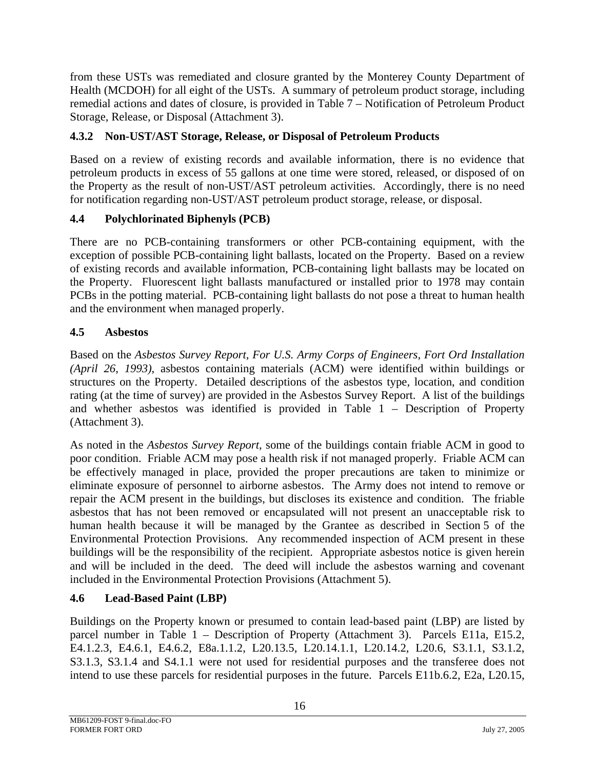from these USTs was remediated and closure granted by the Monterey County Department of Health (MCDOH) for all eight of the USTs. A summary of petroleum product storage, including remedial actions and dates of closure, is provided in Table 7 – Notification of Petroleum Product Storage, Release, or Disposal (Attachment 3).

#### 4.3.2 Non-UST/AST Storage, Release, or Disposal of Petroleum Products

Based on a review of existing records and available information, there is no evidence that petroleum products in excess of 55 gallons at one time were stored, released, or disposed of on the Property as the result of non-UST/AST petroleum activities. Accordingly, there is no need for notification regarding non-UST/AST petroleum product storage, release, or disposal.

### 4.4 Polychlorinated Biphenyls (PCB)

There are no PCB-containing transformers or other PCB-containing equipment, with the exception of possible PCB-containing light ballasts, located on the Property. Based on a review of existing records and available information, PCB-containing light ballasts may be located on the Property. Fluorescent light ballasts manufactured or installed prior to 1978 may contain PCBs in the potting material. PCB-containing light ballasts do not pose a threat to human health and the environment when managed properly.

### 4.5 Asbestos

Based on the *Asbestos Survey Report, For U.S. Army Corps of Engineers, Fort Ord Installation (April 26, 1993)*, asbestos containing materials (ACM) were identified within buildings or structures on the Property. Detailed descriptions of the asbestos type, location, and condition rating (at the time of survey) are provided in the Asbestos Survey Report. A list of the buildings and whether asbestos was identified is provided in Table 1 – Description of Property (Attachment 3).

As noted in the *Asbestos Survey Report*, some of the buildings contain friable ACM in good to poor condition. Friable ACM may pose a health risk if not managed properly. Friable ACM can be effectively managed in place, provided the proper precautions are taken to minimize or eliminate exposure of personnel to airborne asbestos. The Army does not intend to remove or repair the ACM present in the buildings, but discloses its existence and condition. The friable asbestos that has not been removed or encapsulated will not present an unacceptable risk to human health because it will be managed by the Grantee as described in Section 5 of the Environmental Protection Provisions. Any recommended inspection of ACM present in these buildings will be the responsibility of the recipient. Appropriate asbestos notice is given herein and will be included in the deed. The deed will include the asbestos warning and covenant included in the Environmental Protection Provisions (Attachment 5).

### 4.6 Lead-Based Paint (LBP)

Buildings on the Property known or presumed to contain lead-based paint (LBP) are listed by parcel number in Table 1 – Description of Property (Attachment 3). Parcels E11a, E15.2, E4.1.2.3, E4.6.1, E4.6.2, E8a.1.1.2, L20.13.5, L20.14.1.1, L20.14.2, L20.6, S3.1.1, S3.1.2, S3.1.3, S3.1.4 and S4.1.1 were not used for residential purposes and the transferee does not intend to use these parcels for residential purposes in the future. Parcels E11b.6.2, E2a, L20.15,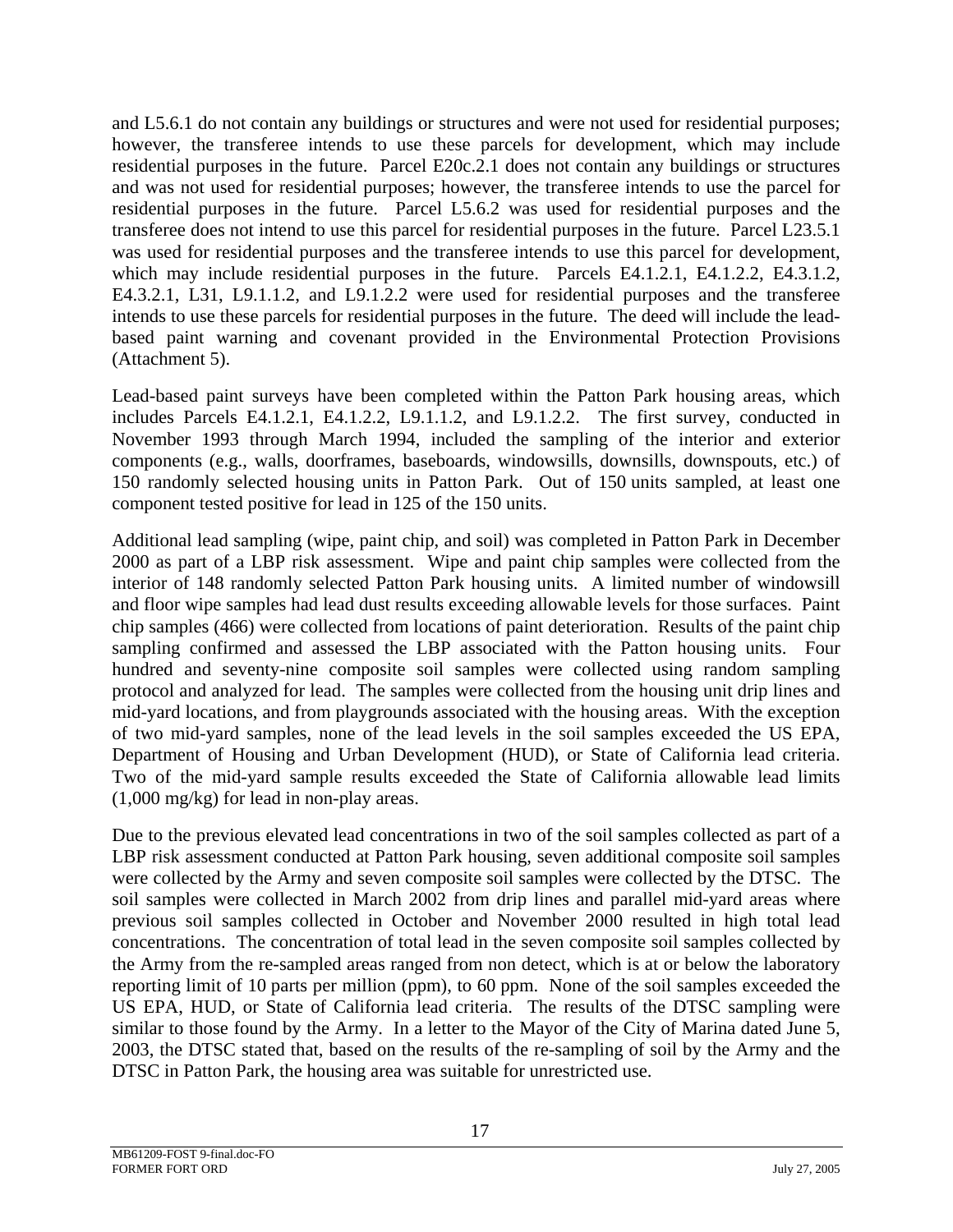and L5.6.1 do not contain any buildings or structures and were not used for residential purposes; however, the transferee intends to use these parcels for development, which may include residential purposes in the future. Parcel E20c.2.1 does not contain any buildings or structures and was not used for residential purposes; however, the transferee intends to use the parcel for residential purposes in the future. Parcel L5.6.2 was used for residential purposes and the transferee does not intend to use this parcel for residential purposes in the future. Parcel L23.5.1 was used for residential purposes and the transferee intends to use this parcel for development, which may include residential purposes in the future. Parcels E4.1.2.1, E4.1.2.2, E4.3.1.2, E4.3.2.1, L31, L9.1.1.2, and L9.1.2.2 were used for residential purposes and the transferee intends to use these parcels for residential purposes in the future. The deed will include the lead-based paint warning and covenant provided in the Environmental Protection Provisions (Attachment 5).

Lead-based paint surveys have been completed within the Patton Park housing areas, which includes Parcels E4.1.2.1, E4.1.2.2, L9.1.1.2, and L9.1.2.2. The first survey, conducted in November 1993 through March 1994, included the sampling of the interior and exterior components (e.g., walls, doorframes, baseboards, windowsills, downsills, downspouts, etc.) of 150 randomly selected housing units in Patton Park. Out of 150 units sampled, at least one component tested positive for lead in 125 of the 150 units.

Additional lead sampling (wipe, paint chip, and soil) was completed in Patton Park in December 2000 as part of a LBP risk assessment. Wipe and paint chip samples were collected from the interior of 148 randomly selected Patton Park housing units. A limited number of windowsill and floor wipe samples had lead dust results exceeding allowable levels for those surfaces. Paint chip samples (466) were collected from locations of paint deterioration. Results of the paint chip sampling confirmed and assessed the LBP associated with the Patton housing units. Four hundred and seventy-nine composite soil samples were collected using random sampling protocol and analyzed for lead. The samples were collected from the housing unit drip lines and mid-yard locations, and from playgrounds associated with the housing areas. With the exception of two mid-yard samples, none of the lead levels in the soil samples exceeded the US EPA, Department of Housing and Urban Development (HUD), or State of California lead criteria. Two of the mid-yard sample results exceeded the State of California allowable lead limits (1,000 mg/kg) for lead in non-play areas.

Due to the previous elevated lead concentrations in two of the soil samples collected as part of a LBP risk assessment conducted at Patton Park housing, seven additional composite soil samples were collected by the Army and seven composite soil samples were collected by the DTSC. The soil samples were collected in March 2002 from drip lines and parallel mid-yard areas where previous soil samples collected in October and November 2000 resulted in high total lead concentrations. The concentration of total lead in the seven composite soil samples collected by the Army from the re-sampled areas ranged from non detect, which is at or below the laboratory reporting limit of 10 parts per million (ppm), to 60 ppm. None of the soil samples exceeded the US EPA, HUD, or State of California lead criteria. The results of the DTSC sampling were similar to those found by the Army. In a letter to the Mayor of the City of Marina dated June 5, 2003, the DTSC stated that, based on the results of the re-sampling of soil by the Army and the DTSC in Patton Park, the housing area was suitable for unrestricted use.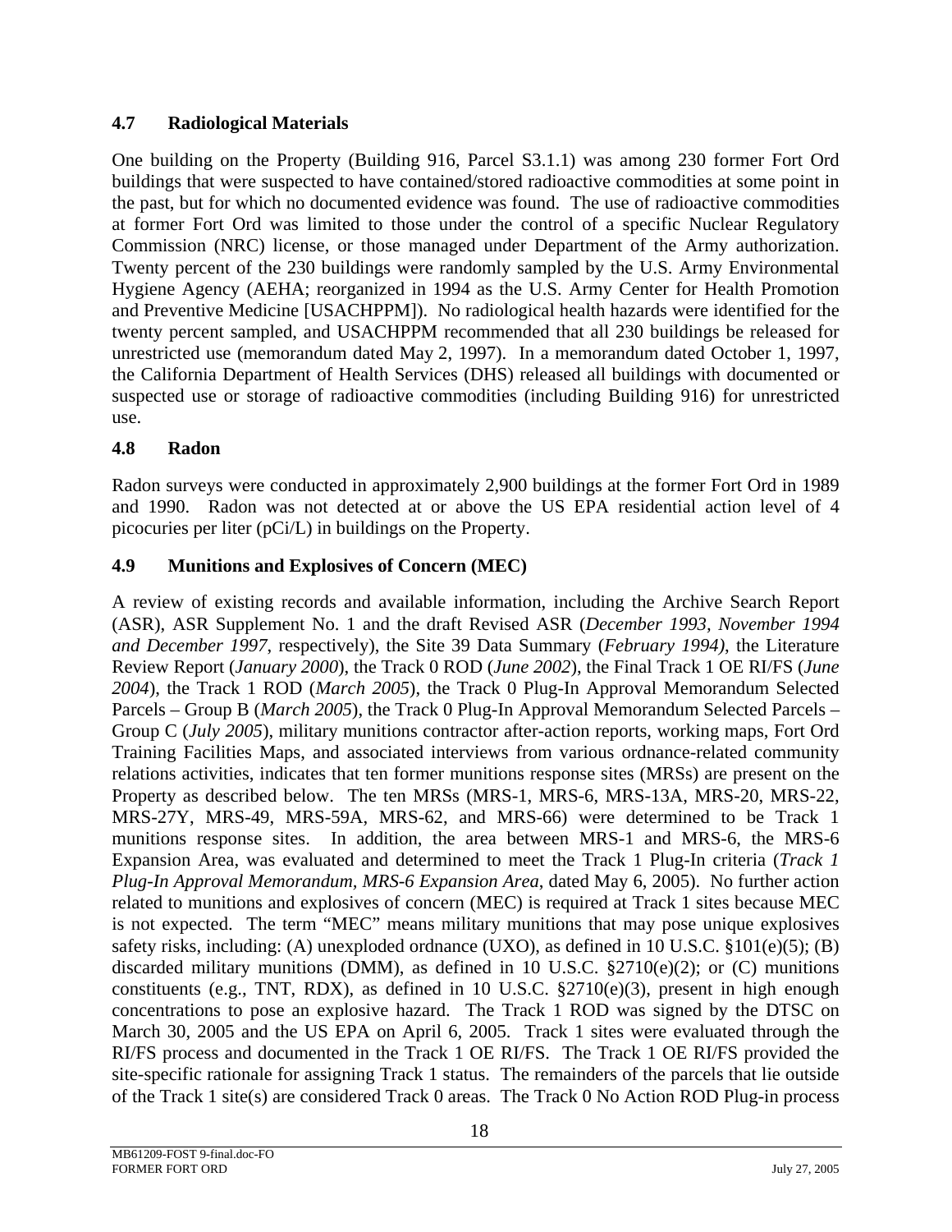### 4.7 Radiological Materials

One building on the Property (Building 916, Parcel S3.1.1) was among 230 former Fort Ord buildings that were suspected to have contained/stored radioactive commodities at some point in the past, but for which no documented evidence was found. The use of radioactive commodities at former Fort Ord was limited to those under the control of a specific Nuclear Regulatory Commission (NRC) license, or those managed under Department of the Army authorization. Twenty percent of the 230 buildings were randomly sampled by the U.S. Army Environmental Hygiene Agency (AEHA; reorganized in 1994 as the U.S. Army Center for Health Promotion and Preventive Medicine [USACHPPM]). No radiological health hazards were identified for the twenty percent sampled, and USACHPPM recommended that all 230 buildings be released for unrestricted use (memorandum dated May 2, 1997). In a memorandum dated October 1, 1997, the California Department of Health Services (DHS) released all buildings with documented or suspected use or storage of radioactive commodities (including Building 916) for unrestricted use.

### 4.8 Radon

Radon surveys were conducted in approximately 2,900 buildings at the former Fort Ord in 1989 and 1990. Radon was not detected at or above the US EPA residential action level of 4 picocuries per liter (pCi/L) in buildings on the Property.

### 4.9 Munitions and Explosives of Concern (MEC)

A review of existing records and available information, including the Archive Search Report (ASR), ASR Supplement No. 1 and the draft Revised ASR (*December 1993, November 1994 and December 1997*, respectively), the Site 39 Data Summary (*February 1994)*, the Literature Review Report (*January 2000*), the Track 0 ROD (*June 2002*), the Final Track 1 OE RI/FS (*June 2004*), the Track 1 ROD (*March 2005*), the Track 0 Plug-In Approval Memorandum Selected Parcels – Group B (*March 2005*), the Track 0 Plug-In Approval Memorandum Selected Parcels – Group C (*July 2005*), military munitions contractor after-action reports, working maps, Fort Ord Training Facilities Maps, and associated interviews from various ordnance-related community relations activities, indicates that ten former munitions response sites (MRSs) are present on the Property as described below. The ten MRSs (MRS-1, MRS-6, MRS-13A, MRS-20, MRS-22, MRS-27Y, MRS-49, MRS-59A, MRS-62, and MRS-66) were determined to be Track 1 munitions response sites. In addition, the area between MRS-1 and MRS-6, the MRS-6 Expansion Area, was evaluated and determined to meet the Track 1 Plug-In criteria (*Track 1 Plug-In Approval Memorandum, MRS-6 Expansion Area*, dated May 6, 2005). No further action related to munitions and explosives of concern (MEC) is required at Track 1 sites because MEC is not expected. The term "MEC" means military munitions that may pose unique explosives safety risks, including: (A) unexploded ordnance (UXO), as defined in 10 U.S.C. §101(e)(5); (B) discarded military munitions (DMM), as defined in 10 U.S.C. §2710(e)(2); or (C) munitions constituents (e.g., TNT, RDX), as defined in 10 U.S.C. §2710(e)(3), present in high enough concentrations to pose an explosive hazard. The Track 1 ROD was signed by the DTSC on March 30, 2005 and the US EPA on April 6, 2005. Track 1 sites were evaluated through the RI/FS process and documented in the Track 1 OE RI/FS. The Track 1 OE RI/FS provided the site-specific rationale for assigning Track 1 status. The remainders of the parcels that lie outside of the Track 1 site(s) are considered Track 0 areas. The Track 0 No Action ROD Plug-in process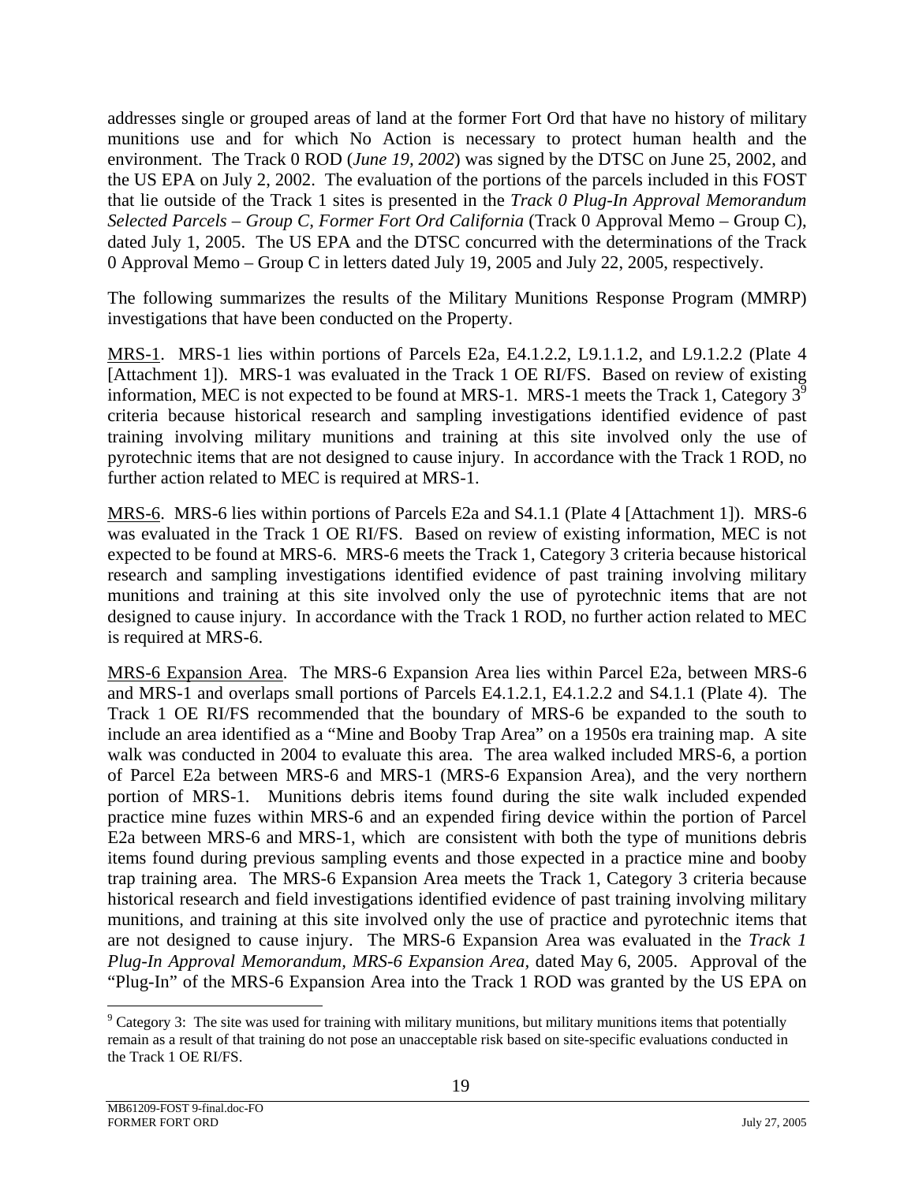addresses single or grouped areas of land at the former Fort Ord that have no history of military munitions use and for which No Action is necessary to protect human health and the environment. The Track 0 ROD (*June 19, 2002*) was signed by the DTSC on June 25, 2002, and the US EPA on July 2, 2002. The evaluation of the portions of the parcels included in this FOST that lie outside of the Track 1 sites is presented in the *Track 0 Plug-In Approval Memorandum Selected Parcels – Group C, Former Fort Ord California* (Track 0 Approval Memo – Group C), dated July 1, 2005. The US EPA and the DTSC concurred with the determinations of the Track 0 Approval Memo – Group C in letters dated July 19, 2005 and July 22, 2005, respectively.

The following summarizes the results of the Military Munitions Response Program (MMRP) investigations that have been conducted on the Property.

<u>MRS-1</u>. MRS-1 lies within portions of Parcels E2a, E4.1.2.2, L9.1.1.2, and L9.1.2.2 (Plate 4 [Attachment 1]). MRS-1 was evaluated in the Track 1 OE RI/FS. Based on review of existing information, MEC is not expected to be found at MRS-1. MRS-1 meets the Track 1, Category 3[9] criteria because historical research and sampling investigations identified evidence of past training involving military munitions and training at this site involved only the use of pyrotechnic items that are not designed to cause injury. In accordance with the Track 1 ROD, no further action related to MEC is required at MRS-1.

<u>MRS-6</u>. MRS-6 lies within portions of Parcels E2a and S4.1.1 (Plate 4 [Attachment 1]). MRS-6 was evaluated in the Track 1 OE RI/FS. Based on review of existing information, MEC is not expected to be found at MRS-6. MRS-6 meets the Track 1, Category 3 criteria because historical research and sampling investigations identified evidence of past training involving military munitions and training at this site involved only the use of pyrotechnic items that are not designed to cause injury. In accordance with the Track 1 ROD, no further action related to MEC is required at MRS-6.

<u>MRS-6 Expansion Area</u>. The MRS-6 Expansion Area lies within Parcel E2a, between MRS-6 and MRS-1 and overlaps small portions of Parcels E4.1.2.1, E4.1.2.2 and S4.1.1 (Plate 4). The Track 1 OE RI/FS recommended that the boundary of MRS-6 be expanded to the south to include an area identified as a "Mine and Booby Trap Area" on a 1950s era training map. A site walk was conducted in 2004 to evaluate this area. The area walked included MRS-6, a portion of Parcel E2a between MRS-6 and MRS-1 (MRS-6 Expansion Area), and the very northern portion of MRS-1. Munitions debris items found during the site walk included expended practice mine fuzes within MRS-6 and an expended firing device within the portion of Parcel E2a between MRS-6 and MRS-1, which are consistent with both the type of munitions debris items found during previous sampling events and those expected in a practice mine and booby trap training area. The MRS-6 Expansion Area meets the Track 1, Category 3 criteria because historical research and field investigations identified evidence of past training involving military munitions, and training at this site involved only the use of practice and pyrotechnic items that are not designed to cause injury. The MRS-6 Expansion Area was evaluated in the *Track 1 Plug-In Approval Memorandum, MRS-6 Expansion Area*, dated May 6, 2005. Approval of the "Plug-In" of the MRS-6 Expansion Area into the Track 1 ROD was granted by the US EPA on

---

[9] Category 3: The site was used for training with military munitions, but military munitions items that potentially remain as a result of that training do not pose an unacceptable risk based on site-specific evaluations conducted in the Track 1 OE RI/FS.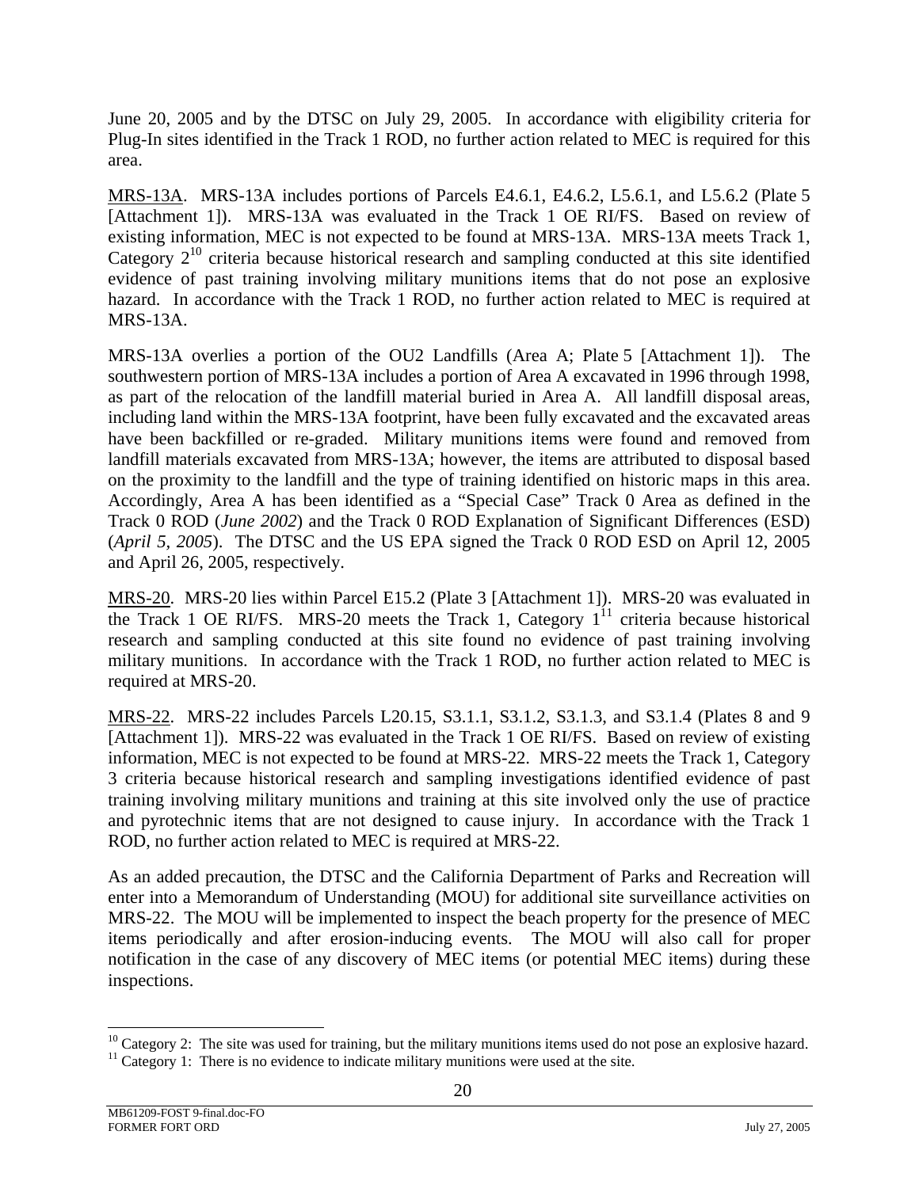June 20, 2005 and by the DTSC on July 29, 2005. In accordance with eligibility criteria for Plug-In sites identified in the Track 1 ROD, no further action related to MEC is required for this area.

MRS-13A. MRS-13A includes portions of Parcels E4.6.1, E4.6.2, L5.6.1, and L5.6.2 (Plate 5 [Attachment 1]). MRS-13A was evaluated in the Track 1 OE RI/FS. Based on review of existing information, MEC is not expected to be found at MRS-13A. MRS-13A meets Track 1, Category 2[10] criteria because historical research and sampling conducted at this site identified evidence of past training involving military munitions items that do not pose an explosive hazard. In accordance with the Track 1 ROD, no further action related to MEC is required at MRS-13A.

MRS-13A overlies a portion of the OU2 Landfills (Area A; Plate 5 [Attachment 1]). The southwestern portion of MRS-13A includes a portion of Area A excavated in 1996 through 1998, as part of the relocation of the landfill material buried in Area A. All landfill disposal areas, including land within the MRS-13A footprint, have been fully excavated and the excavated areas have been backfilled or re-graded. Military munitions items were found and removed from landfill materials excavated from MRS-13A; however, the items are attributed to disposal based on the proximity to the landfill and the type of training identified on historic maps in this area. Accordingly, Area A has been identified as a "Special Case" Track 0 Area as defined in the Track 0 ROD (*June 2002*) and the Track 0 ROD Explanation of Significant Differences (ESD) (*April 5, 2005*). The DTSC and the US EPA signed the Track 0 ROD ESD on April 12, 2005 and April 26, 2005, respectively.

MRS-20. MRS-20 lies within Parcel E15.2 (Plate 3 [Attachment 1]). MRS-20 was evaluated in the Track 1 OE RI/FS. MRS-20 meets the Track 1, Category 1[11] criteria because historical research and sampling conducted at this site found no evidence of past training involving military munitions. In accordance with the Track 1 ROD, no further action related to MEC is required at MRS-20.

MRS-22. MRS-22 includes Parcels L20.15, S3.1.1, S3.1.2, S3.1.3, and S3.1.4 (Plates 8 and 9 [Attachment 1]). MRS-22 was evaluated in the Track 1 OE RI/FS. Based on review of existing information, MEC is not expected to be found at MRS-22. MRS-22 meets the Track 1, Category 3 criteria because historical research and sampling investigations identified evidence of past training involving military munitions and training at this site involved only the use of practice and pyrotechnic items that are not designed to cause injury. In accordance with the Track 1 ROD, no further action related to MEC is required at MRS-22.

As an added precaution, the DTSC and the California Department of Parks and Recreation will enter into a Memorandum of Understanding (MOU) for additional site surveillance activities on MRS-22. The MOU will be implemented to inspect the beach property for the presence of MEC items periodically and after erosion-inducing events. The MOU will also call for proper notification in the case of any discovery of MEC items (or potential MEC items) during these inspections.

---

[10] Category 2: The site was used for training, but the military munitions items used do not pose an explosive hazard.

[11] Category 1: There is no evidence to indicate military munitions were used at the site.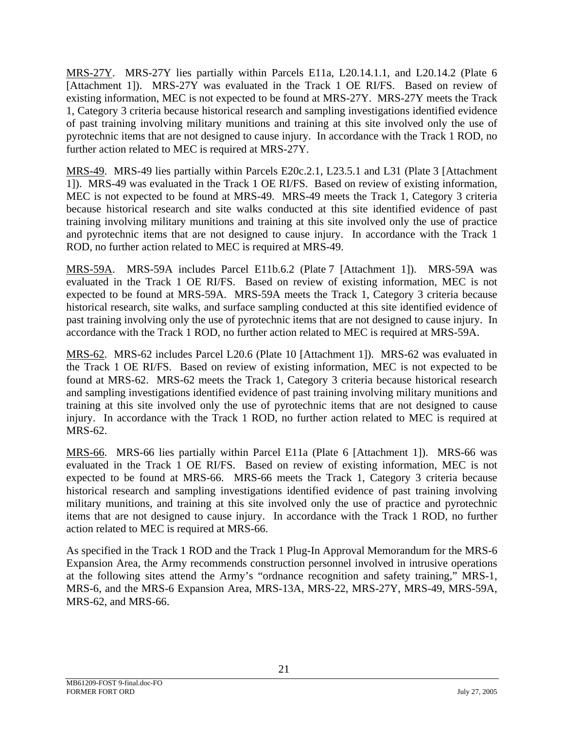MRS-27Y. MRS-27Y lies partially within Parcels E11a, L20.14.1.1, and L20.14.2 (Plate 6 [Attachment 1]). MRS-27Y was evaluated in the Track 1 OE RI/FS. Based on review of existing information, MEC is not expected to be found at MRS-27Y. MRS-27Y meets the Track 1, Category 3 criteria because historical research and sampling investigations identified evidence of past training involving military munitions and training at this site involved only the use of pyrotechnic items that are not designed to cause injury. In accordance with the Track 1 ROD, no further action related to MEC is required at MRS-27Y.

MRS-49. MRS-49 lies partially within Parcels E20c.2.1, L23.5.1 and L31 (Plate 3 [Attachment 1]). MRS-49 was evaluated in the Track 1 OE RI/FS. Based on review of existing information, MEC is not expected to be found at MRS-49. MRS-49 meets the Track 1, Category 3 criteria because historical research and site walks conducted at this site identified evidence of past training involving military munitions and training at this site involved only the use of practice and pyrotechnic items that are not designed to cause injury. In accordance with the Track 1 ROD, no further action related to MEC is required at MRS-49.

MRS-59A. MRS-59A includes Parcel E11b.6.2 (Plate 7 [Attachment 1]). MRS-59A was evaluated in the Track 1 OE RI/FS. Based on review of existing information, MEC is not expected to be found at MRS-59A. MRS-59A meets the Track 1, Category 3 criteria because historical research, site walks, and surface sampling conducted at this site identified evidence of past training involving only the use of pyrotechnic items that are not designed to cause injury. In accordance with the Track 1 ROD, no further action related to MEC is required at MRS-59A.

MRS-62. MRS-62 includes Parcel L20.6 (Plate 10 [Attachment 1]). MRS-62 was evaluated in the Track 1 OE RI/FS. Based on review of existing information, MEC is not expected to be found at MRS-62. MRS-62 meets the Track 1, Category 3 criteria because historical research and sampling investigations identified evidence of past training involving military munitions and training at this site involved only the use of pyrotechnic items that are not designed to cause injury. In accordance with the Track 1 ROD, no further action related to MEC is required at MRS-62.

MRS-66. MRS-66 lies partially within Parcel E11a (Plate 6 [Attachment 1]). MRS-66 was evaluated in the Track 1 OE RI/FS. Based on review of existing information, MEC is not expected to be found at MRS-66. MRS-66 meets the Track 1, Category 3 criteria because historical research and sampling investigations identified evidence of past training involving military munitions, and training at this site involved only the use of practice and pyrotechnic items that are not designed to cause injury. In accordance with the Track 1 ROD, no further action related to MEC is required at MRS-66.

As specified in the Track 1 ROD and the Track 1 Plug-In Approval Memorandum for the MRS-6 Expansion Area, the Army recommends construction personnel involved in intrusive operations at the following sites attend the Army's "ordnance recognition and safety training," MRS-1, MRS-6, and the MRS-6 Expansion Area, MRS-13A, MRS-22, MRS-27Y, MRS-49, MRS-59A, MRS-62, and MRS-66.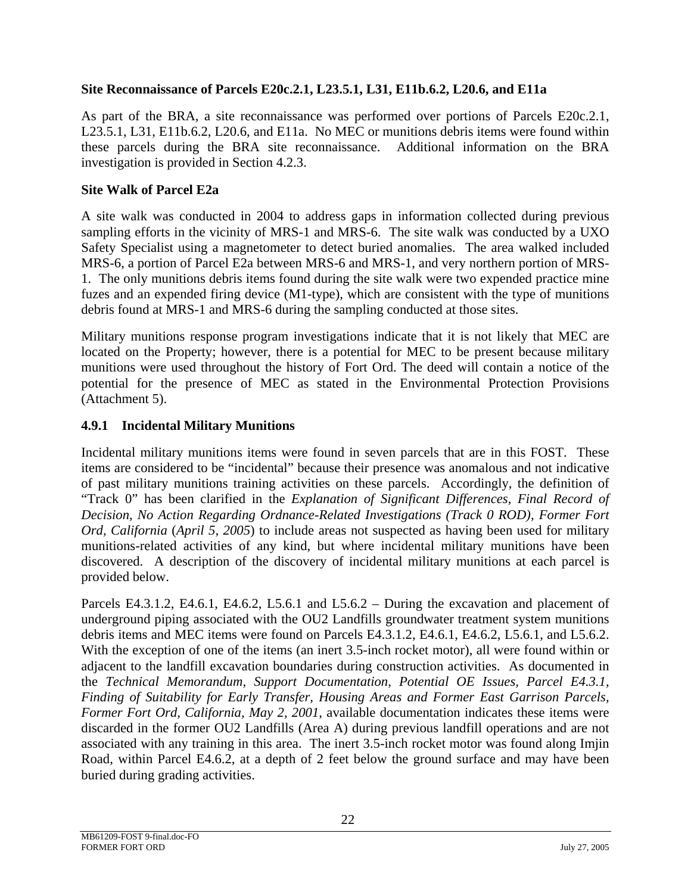**Site Reconnaissance of Parcels E20c.2.1, L23.5.1, L31, E11b.6.2, L20.6, and E11a**

As part of the BRA, a site reconnaissance was performed over portions of Parcels E20c.2.1, L23.5.1, L31, E11b.6.2, L20.6, and E11a. No MEC or munitions debris items were found within these parcels during the BRA site reconnaissance. Additional information on the BRA investigation is provided in Section 4.2.3.

**Site Walk of Parcel E2a**

A site walk was conducted in 2004 to address gaps in information collected during previous sampling efforts in the vicinity of MRS-1 and MRS-6. The site walk was conducted by a UXO Safety Specialist using a magnetometer to detect buried anomalies. The area walked included MRS-6, a portion of Parcel E2a between MRS-6 and MRS-1, and very northern portion of MRS-1. The only munitions debris items found during the site walk were two expended practice mine fuzes and an expended firing device (M1-type), which are consistent with the type of munitions debris found at MRS-1 and MRS-6 during the sampling conducted at those sites.

Military munitions response program investigations indicate that it is not likely that MEC are located on the Property; however, there is a potential for MEC to be present because military munitions were used throughout the history of Fort Ord. The deed will contain a notice of the potential for the presence of MEC as stated in the Environmental Protection Provisions (Attachment 5).

### 4.9.1 Incidental Military Munitions

Incidental military munitions items were found in seven parcels that are in this FOST. These items are considered to be "incidental" because their presence was anomalous and not indicative of past military munitions training activities on these parcels. Accordingly, the definition of "Track 0" has been clarified in the *Explanation of Significant Differences, Final Record of Decision, No Action Regarding Ordnance-Related Investigations (Track 0 ROD), Former Fort Ord, California* (*April 5, 2005*) to include areas not suspected as having been used for military munitions-related activities of any kind, but where incidental military munitions have been discovered. A description of the discovery of incidental military munitions at each parcel is provided below.

Parcels E4.3.1.2, E4.6.1, E4.6.2, L5.6.1 and L5.6.2 – During the excavation and placement of underground piping associated with the OU2 Landfills groundwater treatment system munitions debris items and MEC items were found on Parcels E4.3.1.2, E4.6.1, E4.6.2, L5.6.1, and L5.6.2. With the exception of one of the items (an inert 3.5-inch rocket motor), all were found within or adjacent to the landfill excavation boundaries during construction activities. As documented in the *Technical Memorandum, Support Documentation, Potential OE Issues, Parcel E4.3.1, Finding of Suitability for Early Transfer, Housing Areas and Former East Garrison Parcels, Former Fort Ord, California, May 2, 2001*, available documentation indicates these items were discarded in the former OU2 Landfills (Area A) during previous landfill operations and are not associated with any training in this area. The inert 3.5-inch rocket motor was found along Imjin Road, within Parcel E4.6.2, at a depth of 2 feet below the ground surface and may have been buried during grading activities.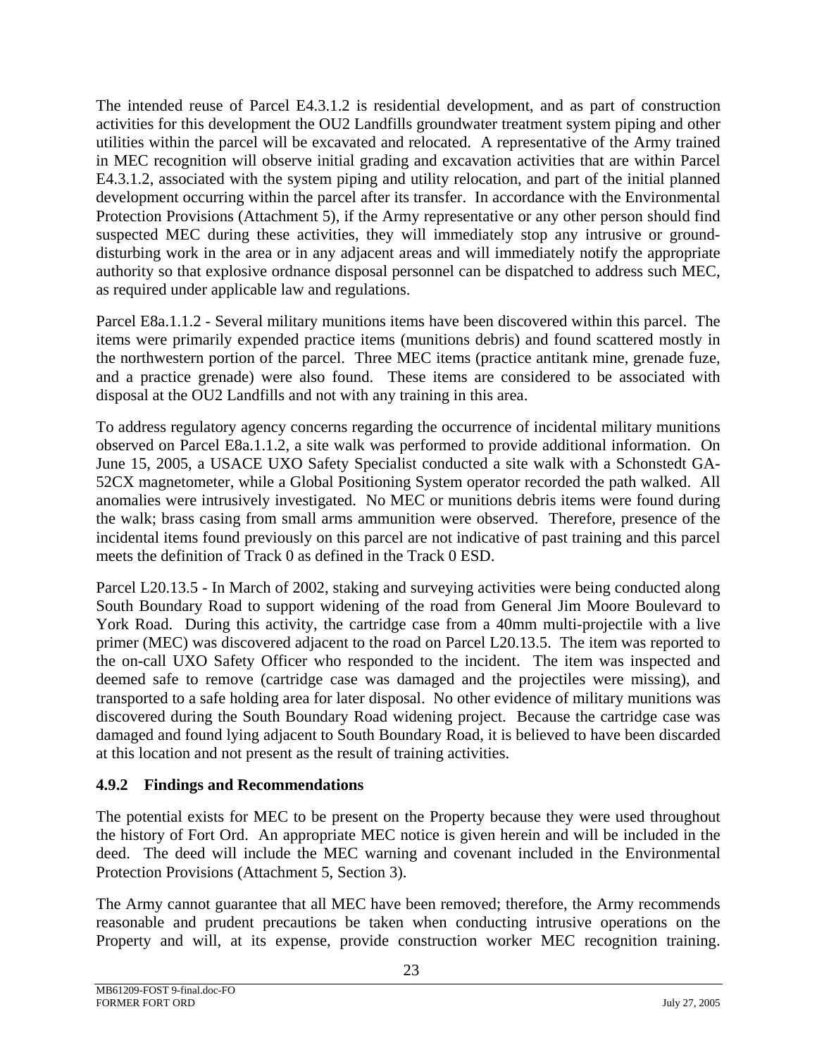The intended reuse of Parcel E4.3.1.2 is residential development, and as part of construction activities for this development the OU2 Landfills groundwater treatment system piping and other utilities within the parcel will be excavated and relocated. A representative of the Army trained in MEC recognition will observe initial grading and excavation activities that are within Parcel E4.3.1.2, associated with the system piping and utility relocation, and part of the initial planned development occurring within the parcel after its transfer. In accordance with the Environmental Protection Provisions (Attachment 5), if the Army representative or any other person should find suspected MEC during these activities, they will immediately stop any intrusive or ground-disturbing work in the area or in any adjacent areas and will immediately notify the appropriate authority so that explosive ordnance disposal personnel can be dispatched to address such MEC, as required under applicable law and regulations.

Parcel E8a.1.1.2 - Several military munitions items have been discovered within this parcel. The items were primarily expended practice items (munitions debris) and found scattered mostly in the northwestern portion of the parcel. Three MEC items (practice antitank mine, grenade fuze, and a practice grenade) were also found. These items are considered to be associated with disposal at the OU2 Landfills and not with any training in this area.

To address regulatory agency concerns regarding the occurrence of incidental military munitions observed on Parcel E8a.1.1.2, a site walk was performed to provide additional information. On June 15, 2005, a USACE UXO Safety Specialist conducted a site walk with a Schonstedt GA-52CX magnetometer, while a Global Positioning System operator recorded the path walked. All anomalies were intrusively investigated. No MEC or munitions debris items were found during the walk; brass casing from small arms ammunition were observed. Therefore, presence of the incidental items found previously on this parcel are not indicative of past training and this parcel meets the definition of Track 0 as defined in the Track 0 ESD.

Parcel L20.13.5 - In March of 2002, staking and surveying activities were being conducted along South Boundary Road to support widening of the road from General Jim Moore Boulevard to York Road. During this activity, the cartridge case from a 40mm multi-projectile with a live primer (MEC) was discovered adjacent to the road on Parcel L20.13.5. The item was reported to the on-call UXO Safety Officer who responded to the incident. The item was inspected and deemed safe to remove (cartridge case was damaged and the projectiles were missing), and transported to a safe holding area for later disposal. No other evidence of military munitions was discovered during the South Boundary Road widening project. Because the cartridge case was damaged and found lying adjacent to South Boundary Road, it is believed to have been discarded at this location and not present as the result of training activities.

### 4.9.2 Findings and Recommendations

The potential exists for MEC to be present on the Property because they were used throughout the history of Fort Ord. An appropriate MEC notice is given herein and will be included in the deed. The deed will include the MEC warning and covenant included in the Environmental Protection Provisions (Attachment 5, Section 3).

The Army cannot guarantee that all MEC have been removed; therefore, the Army recommends reasonable and prudent precautions be taken when conducting intrusive operations on the Property and will, at its expense, provide construction worker MEC recognition training.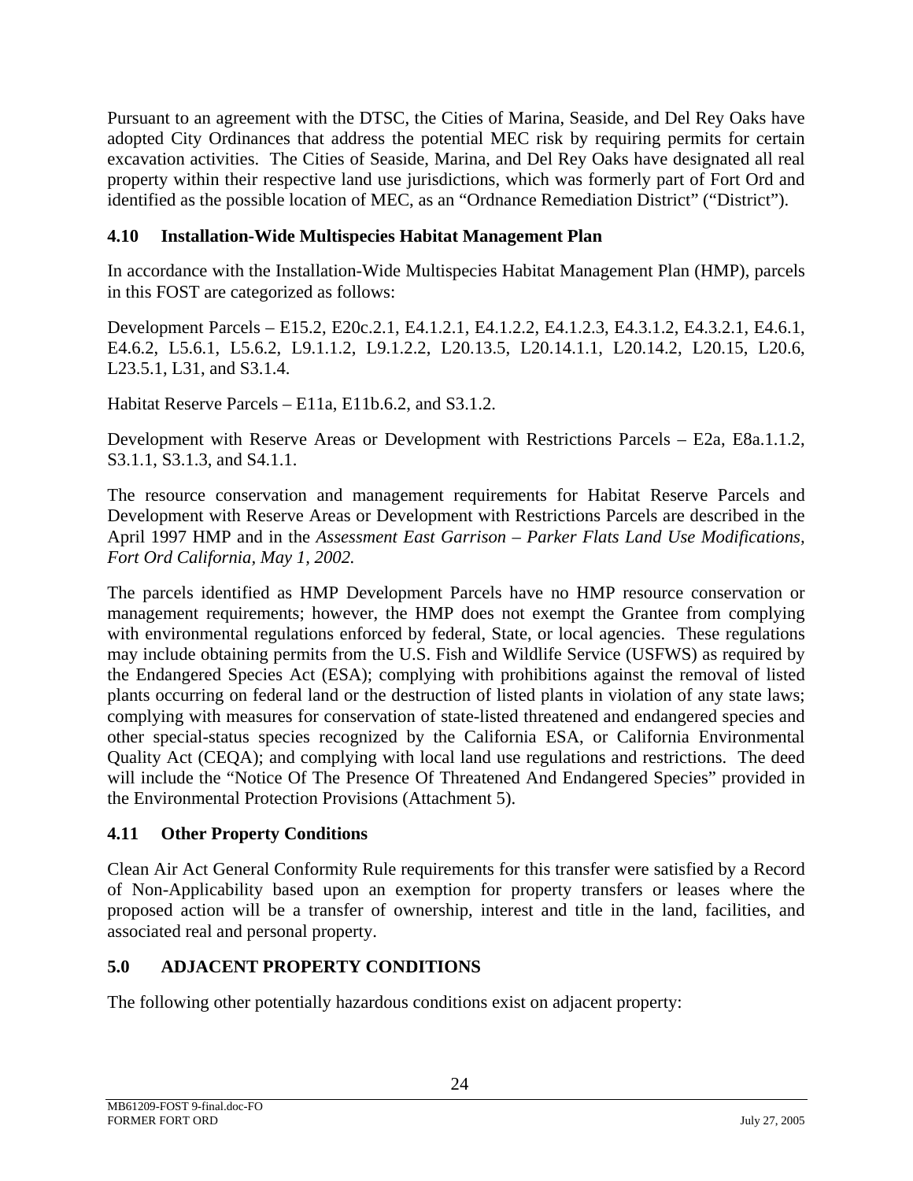Pursuant to an agreement with the DTSC, the Cities of Marina, Seaside, and Del Rey Oaks have adopted City Ordinances that address the potential MEC risk by requiring permits for certain excavation activities. The Cities of Seaside, Marina, and Del Rey Oaks have designated all real property within their respective land use jurisdictions, which was formerly part of Fort Ord and identified as the possible location of MEC, as an "Ordnance Remediation District" ("District").

### 4.10 Installation-Wide Multispecies Habitat Management Plan

In accordance with the Installation-Wide Multispecies Habitat Management Plan (HMP), parcels in this FOST are categorized as follows:

Development Parcels – E15.2, E20c.2.1, E4.1.2.1, E4.1.2.2, E4.1.2.3, E4.3.1.2, E4.3.2.1, E4.6.1, E4.6.2, L5.6.1, L5.6.2, L9.1.1.2, L9.1.2.2, L20.13.5, L20.14.1.1, L20.14.2, L20.15, L20.6, L23.5.1, L31, and S3.1.4.

Habitat Reserve Parcels – E11a, E11b.6.2, and S3.1.2.

Development with Reserve Areas or Development with Restrictions Parcels – E2a, E8a.1.1.2, S3.1.1, S3.1.3, and S4.1.1.

The resource conservation and management requirements for Habitat Reserve Parcels and Development with Reserve Areas or Development with Restrictions Parcels are described in the April 1997 HMP and in the *Assessment East Garrison – Parker Flats Land Use Modifications, Fort Ord California, May 1, 2002.*

The parcels identified as HMP Development Parcels have no HMP resource conservation or management requirements; however, the HMP does not exempt the Grantee from complying with environmental regulations enforced by federal, State, or local agencies. These regulations may include obtaining permits from the U.S. Fish and Wildlife Service (USFWS) as required by the Endangered Species Act (ESA); complying with prohibitions against the removal of listed plants occurring on federal land or the destruction of listed plants in violation of any state laws; complying with measures for conservation of state-listed threatened and endangered species and other special-status species recognized by the California ESA, or California Environmental Quality Act (CEQA); and complying with local land use regulations and restrictions. The deed will include the "Notice Of The Presence Of Threatened And Endangered Species" provided in the Environmental Protection Provisions (Attachment 5).

### 4.11 Other Property Conditions

Clean Air Act General Conformity Rule requirements for this transfer were satisfied by a Record of Non-Applicability based upon an exemption for property transfers or leases where the proposed action will be a transfer of ownership, interest and title in the land, facilities, and associated real and personal property.

## 5.0 ADJACENT PROPERTY CONDITIONS

The following other potentially hazardous conditions exist on adjacent property: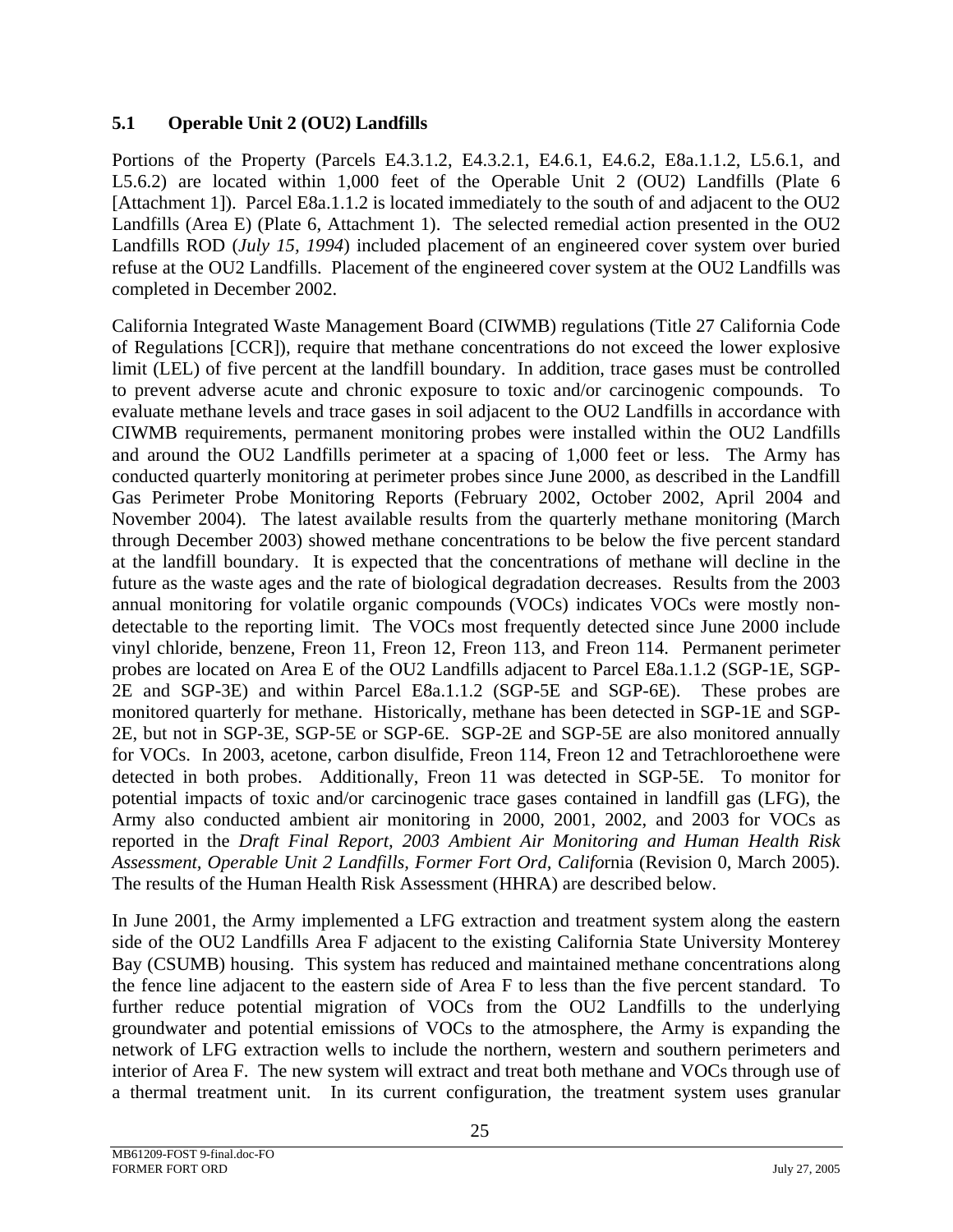### 5.1 Operable Unit 2 (OU2) Landfills

Portions of the Property (Parcels E4.3.1.2, E4.3.2.1, E4.6.1, E4.6.2, E8a.1.1.2, L5.6.1, and L5.6.2) are located within 1,000 feet of the Operable Unit 2 (OU2) Landfills (Plate 6 [Attachment 1]). Parcel E8a.1.1.2 is located immediately to the south of and adjacent to the OU2 Landfills (Area E) (Plate 6, Attachment 1). The selected remedial action presented in the OU2 Landfills ROD (*July 15, 1994*) included placement of an engineered cover system over buried refuse at the OU2 Landfills. Placement of the engineered cover system at the OU2 Landfills was completed in December 2002.

California Integrated Waste Management Board (CIWMB) regulations (Title 27 California Code of Regulations [CCR]), require that methane concentrations do not exceed the lower explosive limit (LEL) of five percent at the landfill boundary. In addition, trace gases must be controlled to prevent adverse acute and chronic exposure to toxic and/or carcinogenic compounds. To evaluate methane levels and trace gases in soil adjacent to the OU2 Landfills in accordance with CIWMB requirements, permanent monitoring probes were installed within the OU2 Landfills and around the OU2 Landfills perimeter at a spacing of 1,000 feet or less. The Army has conducted quarterly monitoring at perimeter probes since June 2000, as described in the Landfill Gas Perimeter Probe Monitoring Reports (February 2002, October 2002, April 2004 and November 2004). The latest available results from the quarterly methane monitoring (March through December 2003) showed methane concentrations to be below the five percent standard at the landfill boundary. It is expected that the concentrations of methane will decline in the future as the waste ages and the rate of biological degradation decreases. Results from the 2003 annual monitoring for volatile organic compounds (VOCs) indicates VOCs were mostly non-detectable to the reporting limit. The VOCs most frequently detected since June 2000 include vinyl chloride, benzene, Freon 11, Freon 12, Freon 113, and Freon 114. Permanent perimeter probes are located on Area E of the OU2 Landfills adjacent to Parcel E8a.1.1.2 (SGP-1E, SGP-2E and SGP-3E) and within Parcel E8a.1.1.2 (SGP-5E and SGP-6E). These probes are monitored quarterly for methane. Historically, methane has been detected in SGP-1E and SGP-2E, but not in SGP-3E, SGP-5E or SGP-6E. SGP-2E and SGP-5E are also monitored annually for VOCs. In 2003, acetone, carbon disulfide, Freon 114, Freon 12 and Tetrachloroethene were detected in both probes. Additionally, Freon 11 was detected in SGP-5E. To monitor for potential impacts of toxic and/or carcinogenic trace gases contained in landfill gas (LFG), the Army also conducted ambient air monitoring in 2000, 2001, 2002, and 2003 for VOCs as reported in the *Draft Final Report, 2003 Ambient Air Monitoring and Human Health Risk Assessment, Operable Unit 2 Landfills, Former Fort Ord, California* (Revision 0, March 2005). The results of the Human Health Risk Assessment (HHRA) are described below.

In June 2001, the Army implemented a LFG extraction and treatment system along the eastern side of the OU2 Landfills Area F adjacent to the existing California State University Monterey Bay (CSUMB) housing. This system has reduced and maintained methane concentrations along the fence line adjacent to the eastern side of Area F to less than the five percent standard. To further reduce potential migration of VOCs from the OU2 Landfills to the underlying groundwater and potential emissions of VOCs to the atmosphere, the Army is expanding the network of LFG extraction wells to include the northern, western and southern perimeters and interior of Area F. The new system will extract and treat both methane and VOCs through use of a thermal treatment unit. In its current configuration, the treatment system uses granular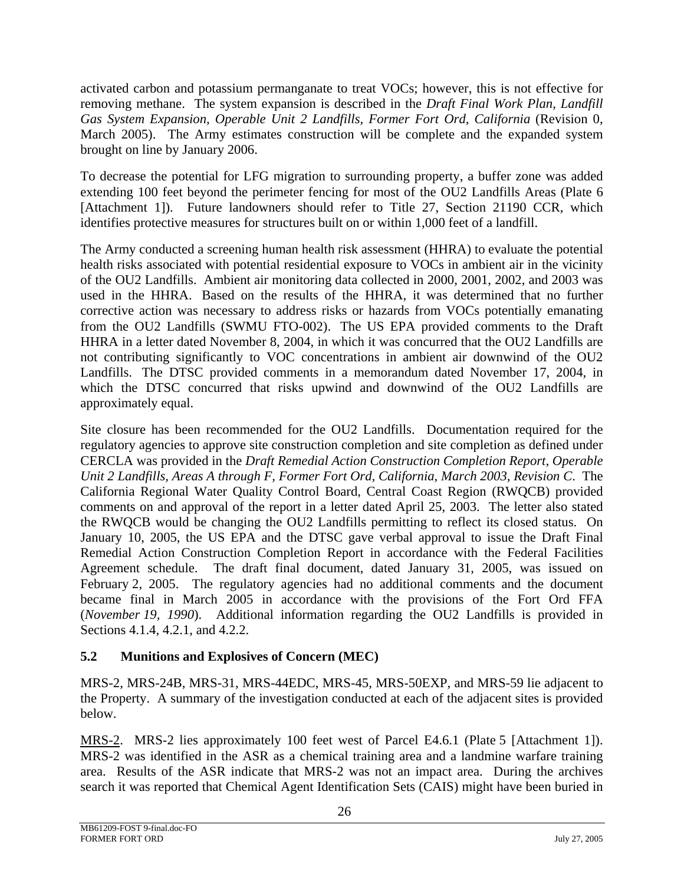activated carbon and potassium permanganate to treat VOCs; however, this is not effective for removing methane. The system expansion is described in the *Draft Final Work Plan, Landfill Gas System Expansion, Operable Unit 2 Landfills, Former Fort Ord, California* (Revision 0, March 2005). The Army estimates construction will be complete and the expanded system brought on line by January 2006.

To decrease the potential for LFG migration to surrounding property, a buffer zone was added extending 100 feet beyond the perimeter fencing for most of the OU2 Landfills Areas (Plate 6 [Attachment 1]). Future landowners should refer to Title 27, Section 21190 CCR, which identifies protective measures for structures built on or within 1,000 feet of a landfill.

The Army conducted a screening human health risk assessment (HHRA) to evaluate the potential health risks associated with potential residential exposure to VOCs in ambient air in the vicinity of the OU2 Landfills. Ambient air monitoring data collected in 2000, 2001, 2002, and 2003 was used in the HHRA. Based on the results of the HHRA, it was determined that no further corrective action was necessary to address risks or hazards from VOCs potentially emanating from the OU2 Landfills (SWMU FTO-002). The US EPA provided comments to the Draft HHRA in a letter dated November 8, 2004, in which it was concurred that the OU2 Landfills are not contributing significantly to VOC concentrations in ambient air downwind of the OU2 Landfills. The DTSC provided comments in a memorandum dated November 17, 2004, in which the DTSC concurred that risks upwind and downwind of the OU2 Landfills are approximately equal.

Site closure has been recommended for the OU2 Landfills. Documentation required for the regulatory agencies to approve site construction completion and site completion as defined under CERCLA was provided in the *Draft Remedial Action Construction Completion Report, Operable Unit 2 Landfills, Areas A through F, Former Fort Ord, California, March 2003, Revision C*. The California Regional Water Quality Control Board, Central Coast Region (RWQCB) provided comments on and approval of the report in a letter dated April 25, 2003. The letter also stated the RWQCB would be changing the OU2 Landfills permitting to reflect its closed status. On January 10, 2005, the US EPA and the DTSC gave verbal approval to issue the Draft Final Remedial Action Construction Completion Report in accordance with the Federal Facilities Agreement schedule. The draft final document, dated January 31, 2005, was issued on February 2, 2005. The regulatory agencies had no additional comments and the document became final in March 2005 in accordance with the provisions of the Fort Ord FFA (*November 19, 1990*). Additional information regarding the OU2 Landfills is provided in Sections 4.1.4, 4.2.1, and 4.2.2.

## 5.2 Munitions and Explosives of Concern (MEC)

MRS-2, MRS-24B, MRS-31, MRS-44EDC, MRS-45, MRS-50EXP, and MRS-59 lie adjacent to the Property. A summary of the investigation conducted at each of the adjacent sites is provided below.

MRS-2. MRS-2 lies approximately 100 feet west of Parcel E4.6.1 (Plate 5 [Attachment 1]). MRS-2 was identified in the ASR as a chemical training area and a landmine warfare training area. Results of the ASR indicate that MRS-2 was not an impact area. During the archives search it was reported that Chemical Agent Identification Sets (CAIS) might have been buried in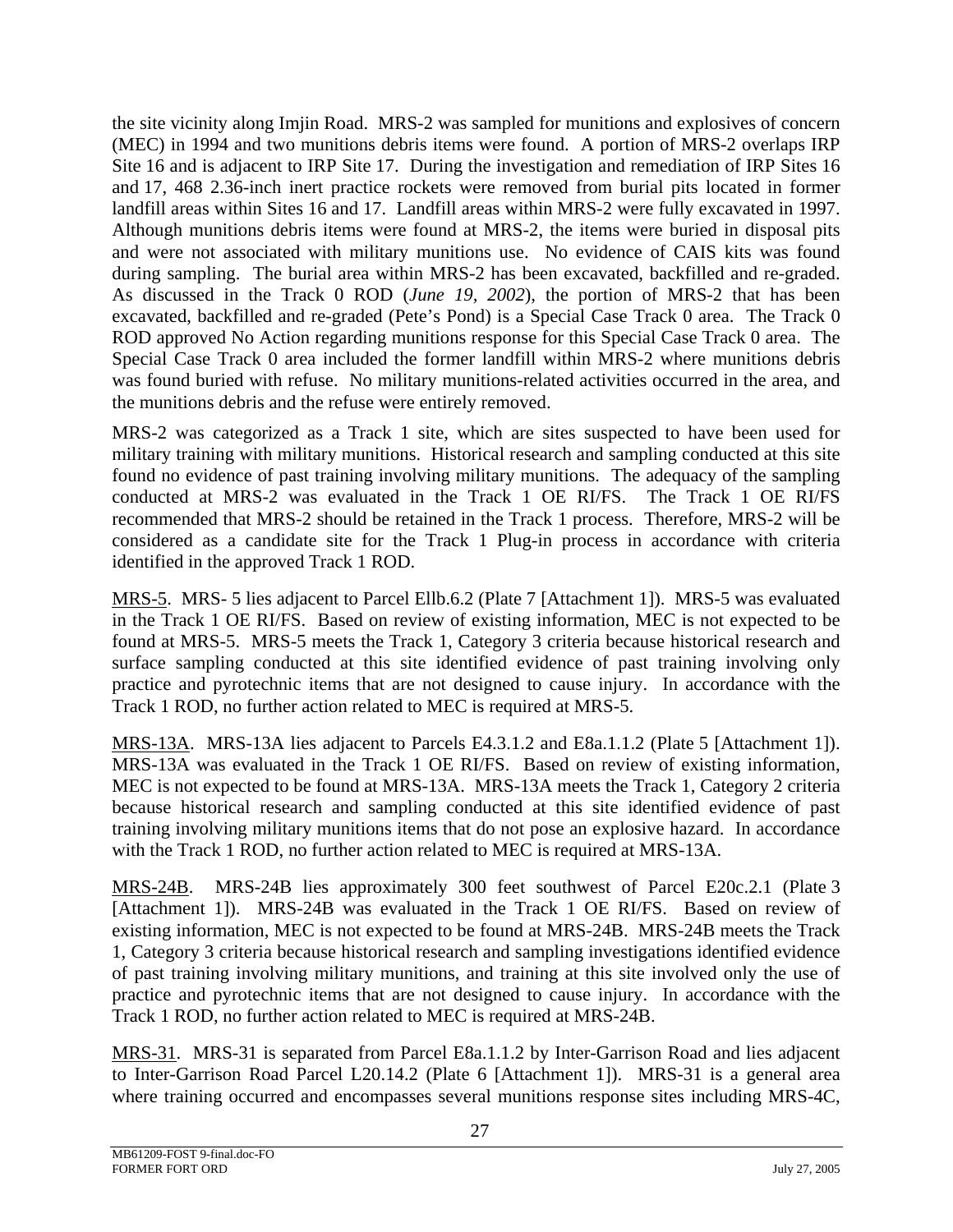the site vicinity along Imjin Road. MRS-2 was sampled for munitions and explosives of concern (MEC) in 1994 and two munitions debris items were found. A portion of MRS-2 overlaps IRP Site 16 and is adjacent to IRP Site 17. During the investigation and remediation of IRP Sites 16 and 17, 468 2.36-inch inert practice rockets were removed from burial pits located in former landfill areas within Sites 16 and 17. Landfill areas within MRS-2 were fully excavated in 1997. Although munitions debris items were found at MRS-2, the items were buried in disposal pits and were not associated with military munitions use. No evidence of CAIS kits was found during sampling. The burial area within MRS-2 has been excavated, backfilled and re-graded. As discussed in the Track 0 ROD (*June 19, 2002*), the portion of MRS-2 that has been excavated, backfilled and re-graded (Pete's Pond) is a Special Case Track 0 area. The Track 0 ROD approved No Action regarding munitions response for this Special Case Track 0 area. The Special Case Track 0 area included the former landfill within MRS-2 where munitions debris was found buried with refuse. No military munitions-related activities occurred in the area, and the munitions debris and the refuse were entirely removed.

MRS-2 was categorized as a Track 1 site, which are sites suspected to have been used for military training with military munitions. Historical research and sampling conducted at this site found no evidence of past training involving military munitions. The adequacy of the sampling conducted at MRS-2 was evaluated in the Track 1 OE RI/FS. The Track 1 OE RI/FS recommended that MRS-2 should be retained in the Track 1 process. Therefore, MRS-2 will be considered as a candidate site for the Track 1 Plug-in process in accordance with criteria identified in the approved Track 1 ROD.

<u>MRS-5</u>. MRS- 5 lies adjacent to Parcel Ellb.6.2 (Plate 7 [Attachment 1]). MRS-5 was evaluated in the Track 1 OE RI/FS. Based on review of existing information, MEC is not expected to be found at MRS-5. MRS-5 meets the Track 1, Category 3 criteria because historical research and surface sampling conducted at this site identified evidence of past training involving only practice and pyrotechnic items that are not designed to cause injury. In accordance with the Track 1 ROD, no further action related to MEC is required at MRS-5.

<u>MRS-13A</u>. MRS-13A lies adjacent to Parcels E4.3.1.2 and E8a.1.1.2 (Plate 5 [Attachment 1]). MRS-13A was evaluated in the Track 1 OE RI/FS. Based on review of existing information, MEC is not expected to be found at MRS-13A. MRS-13A meets the Track 1, Category 2 criteria because historical research and sampling conducted at this site identified evidence of past training involving military munitions items that do not pose an explosive hazard. In accordance with the Track 1 ROD, no further action related to MEC is required at MRS-13A.

<u>MRS-24B</u>. MRS-24B lies approximately 300 feet southwest of Parcel E20c.2.1 (Plate 3 [Attachment 1]). MRS-24B was evaluated in the Track 1 OE RI/FS. Based on review of existing information, MEC is not expected to be found at MRS-24B. MRS-24B meets the Track 1, Category 3 criteria because historical research and sampling investigations identified evidence of past training involving military munitions, and training at this site involved only the use of practice and pyrotechnic items that are not designed to cause injury. In accordance with the Track 1 ROD, no further action related to MEC is required at MRS-24B.

<u>MRS-31</u>. MRS-31 is separated from Parcel E8a.1.1.2 by Inter-Garrison Road and lies adjacent to Inter-Garrison Road Parcel L20.14.2 (Plate 6 [Attachment 1]). MRS-31 is a general area where training occurred and encompasses several munitions response sites including MRS-4C,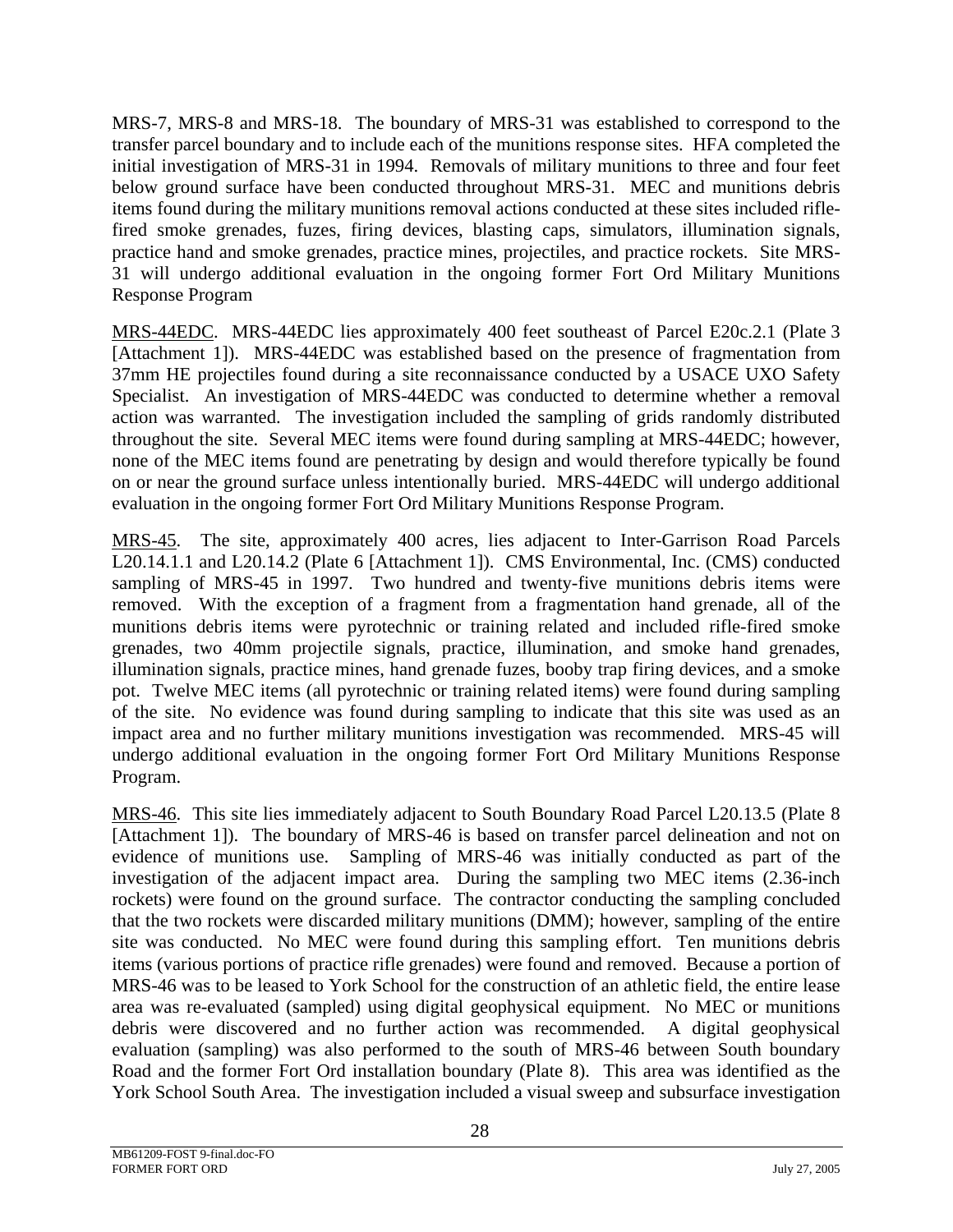MRS-7, MRS-8 and MRS-18. The boundary of MRS-31 was established to correspond to the transfer parcel boundary and to include each of the munitions response sites. HFA completed the initial investigation of MRS-31 in 1994. Removals of military munitions to three and four feet below ground surface have been conducted throughout MRS-31. MEC and munitions debris items found during the military munitions removal actions conducted at these sites included rifle-fired smoke grenades, fuzes, firing devices, blasting caps, simulators, illumination signals, practice hand and smoke grenades, practice mines, projectiles, and practice rockets. Site MRS-31 will undergo additional evaluation in the ongoing former Fort Ord Military Munitions Response Program

<u>MRS-44EDC</u>. MRS-44EDC lies approximately 400 feet southeast of Parcel E20c.2.1 (Plate 3 [Attachment 1]). MRS-44EDC was established based on the presence of fragmentation from 37mm HE projectiles found during a site reconnaissance conducted by a USACE UXO Safety Specialist. An investigation of MRS-44EDC was conducted to determine whether a removal action was warranted. The investigation included the sampling of grids randomly distributed throughout the site. Several MEC items were found during sampling at MRS-44EDC; however, none of the MEC items found are penetrating by design and would therefore typically be found on or near the ground surface unless intentionally buried. MRS-44EDC will undergo additional evaluation in the ongoing former Fort Ord Military Munitions Response Program.

<u>MRS-45</u>. The site, approximately 400 acres, lies adjacent to Inter-Garrison Road Parcels L20.14.1.1 and L20.14.2 (Plate 6 [Attachment 1]). CMS Environmental, Inc. (CMS) conducted sampling of MRS-45 in 1997. Two hundred and twenty-five munitions debris items were removed. With the exception of a fragment from a fragmentation hand grenade, all of the munitions debris items were pyrotechnic or training related and included rifle-fired smoke grenades, two 40mm projectile signals, practice, illumination, and smoke hand grenades, illumination signals, practice mines, hand grenade fuzes, booby trap firing devices, and a smoke pot. Twelve MEC items (all pyrotechnic or training related items) were found during sampling of the site. No evidence was found during sampling to indicate that this site was used as an impact area and no further military munitions investigation was recommended. MRS-45 will undergo additional evaluation in the ongoing former Fort Ord Military Munitions Response Program.

<u>MRS-46</u>. This site lies immediately adjacent to South Boundary Road Parcel L20.13.5 (Plate 8 [Attachment 1]). The boundary of MRS-46 is based on transfer parcel delineation and not on evidence of munitions use. Sampling of MRS-46 was initially conducted as part of the investigation of the adjacent impact area. During the sampling two MEC items (2.36-inch rockets) were found on the ground surface. The contractor conducting the sampling concluded that the two rockets were discarded military munitions (DMM); however, sampling of the entire site was conducted. No MEC were found during this sampling effort. Ten munitions debris items (various portions of practice rifle grenades) were found and removed. Because a portion of MRS-46 was to be leased to York School for the construction of an athletic field, the entire lease area was re-evaluated (sampled) using digital geophysical equipment. No MEC or munitions debris were discovered and no further action was recommended. A digital geophysical evaluation (sampling) was also performed to the south of MRS-46 between South boundary Road and the former Fort Ord installation boundary (Plate 8). This area was identified as the York School South Area. The investigation included a visual sweep and subsurface investigation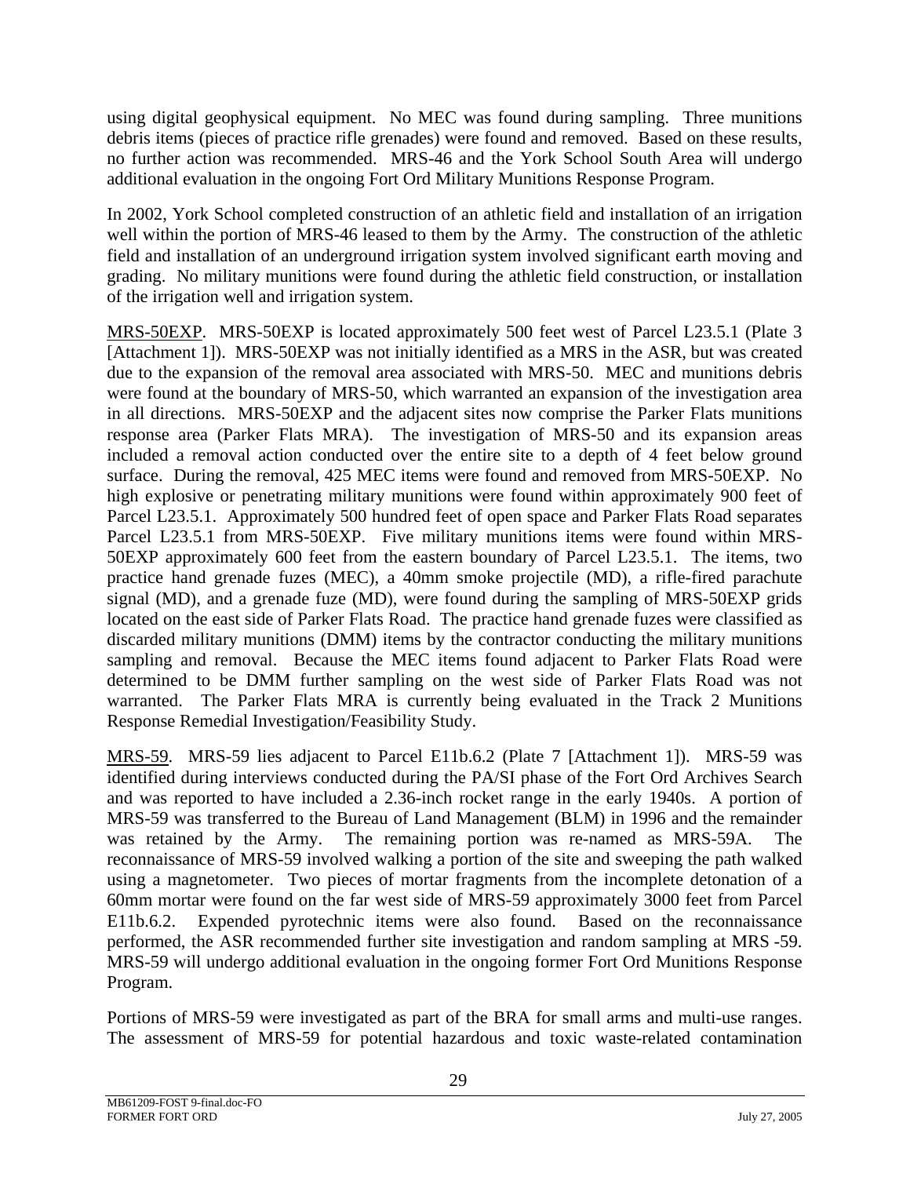using digital geophysical equipment. No MEC was found during sampling. Three munitions debris items (pieces of practice rifle grenades) were found and removed. Based on these results, no further action was recommended. MRS-46 and the York School South Area will undergo additional evaluation in the ongoing Fort Ord Military Munitions Response Program.

In 2002, York School completed construction of an athletic field and installation of an irrigation well within the portion of MRS-46 leased to them by the Army. The construction of the athletic field and installation of an underground irrigation system involved significant earth moving and grading. No military munitions were found during the athletic field construction, or installation of the irrigation well and irrigation system.

<u>MRS-50EXP</u>. MRS-50EXP is located approximately 500 feet west of Parcel L23.5.1 (Plate 3 [Attachment 1]). MRS-50EXP was not initially identified as a MRS in the ASR, but was created due to the expansion of the removal area associated with MRS-50. MEC and munitions debris were found at the boundary of MRS-50, which warranted an expansion of the investigation area in all directions. MRS-50EXP and the adjacent sites now comprise the Parker Flats munitions response area (Parker Flats MRA). The investigation of MRS-50 and its expansion areas included a removal action conducted over the entire site to a depth of 4 feet below ground surface. During the removal, 425 MEC items were found and removed from MRS-50EXP. No high explosive or penetrating military munitions were found within approximately 900 feet of Parcel L23.5.1. Approximately 500 hundred feet of open space and Parker Flats Road separates Parcel L23.5.1 from MRS-50EXP. Five military munitions items were found within MRS-50EXP approximately 600 feet from the eastern boundary of Parcel L23.5.1. The items, two practice hand grenade fuzes (MEC), a 40mm smoke projectile (MD), a rifle-fired parachute signal (MD), and a grenade fuze (MD), were found during the sampling of MRS-50EXP grids located on the east side of Parker Flats Road. The practice hand grenade fuzes were classified as discarded military munitions (DMM) items by the contractor conducting the military munitions sampling and removal. Because the MEC items found adjacent to Parker Flats Road were determined to be DMM further sampling on the west side of Parker Flats Road was not warranted. The Parker Flats MRA is currently being evaluated in the Track 2 Munitions Response Remedial Investigation/Feasibility Study.

<u>MRS-59</u>. MRS-59 lies adjacent to Parcel E11b.6.2 (Plate 7 [Attachment 1]). MRS-59 was identified during interviews conducted during the PA/SI phase of the Fort Ord Archives Search and was reported to have included a 2.36-inch rocket range in the early 1940s. A portion of MRS-59 was transferred to the Bureau of Land Management (BLM) in 1996 and the remainder was retained by the Army. The remaining portion was re-named as MRS-59A. The reconnaissance of MRS-59 involved walking a portion of the site and sweeping the path walked using a magnetometer. Two pieces of mortar fragments from the incomplete detonation of a 60mm mortar were found on the far west side of MRS-59 approximately 3000 feet from Parcel E11b.6.2. Expended pyrotechnic items were also found. Based on the reconnaissance performed, the ASR recommended further site investigation and random sampling at MRS -59. MRS-59 will undergo additional evaluation in the ongoing former Fort Ord Munitions Response Program.

Portions of MRS-59 were investigated as part of the BRA for small arms and multi-use ranges. The assessment of MRS-59 for potential hazardous and toxic waste-related contamination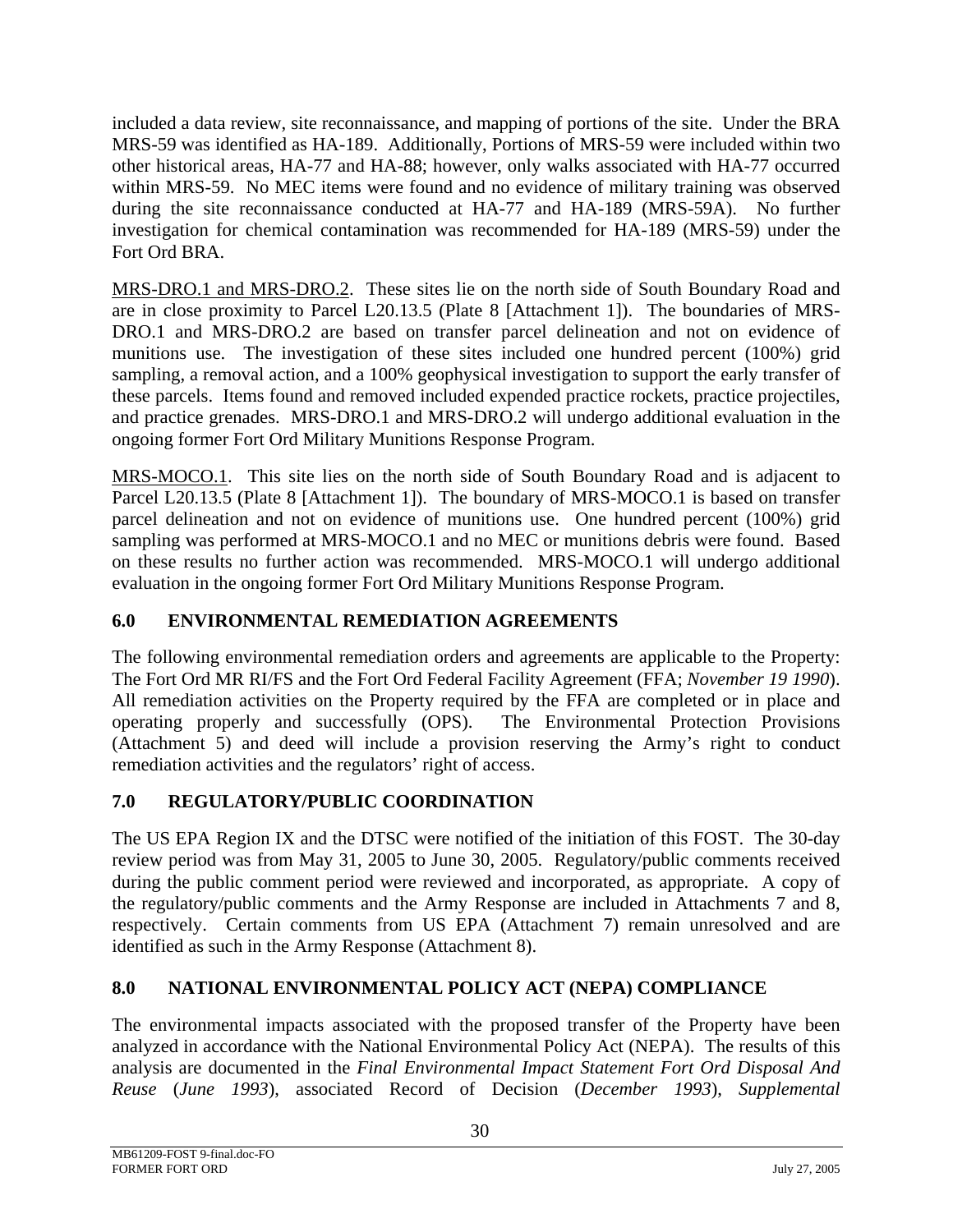included a data review, site reconnaissance, and mapping of portions of the site. Under the BRA MRS-59 was identified as HA-189. Additionally, Portions of MRS-59 were included within two other historical areas, HA-77 and HA-88; however, only walks associated with HA-77 occurred within MRS-59. No MEC items were found and no evidence of military training was observed during the site reconnaissance conducted at HA-77 and HA-189 (MRS-59A). No further investigation for chemical contamination was recommended for HA-189 (MRS-59) under the Fort Ord BRA.

<u>MRS-DRO.1 and MRS-DRO.2</u>. These sites lie on the north side of South Boundary Road and are in close proximity to Parcel L20.13.5 (Plate 8 [Attachment 1]). The boundaries of MRS-DRO.1 and MRS-DRO.2 are based on transfer parcel delineation and not on evidence of munitions use. The investigation of these sites included one hundred percent (100%) grid sampling, a removal action, and a 100% geophysical investigation to support the early transfer of these parcels. Items found and removed included expended practice rockets, practice projectiles, and practice grenades. MRS-DRO.1 and MRS-DRO.2 will undergo additional evaluation in the ongoing former Fort Ord Military Munitions Response Program.

<u>MRS-MOCO.1</u>. This site lies on the north side of South Boundary Road and is adjacent to Parcel L20.13.5 (Plate 8 [Attachment 1]). The boundary of MRS-MOCO.1 is based on transfer parcel delineation and not on evidence of munitions use. One hundred percent (100%) grid sampling was performed at MRS-MOCO.1 and no MEC or munitions debris were found. Based on these results no further action was recommended. MRS-MOCO.1 will undergo additional evaluation in the ongoing former Fort Ord Military Munitions Response Program.

## 6.0 ENVIRONMENTAL REMEDIATION AGREEMENTS

The following environmental remediation orders and agreements are applicable to the Property: The Fort Ord MR RI/FS and the Fort Ord Federal Facility Agreement (FFA; *November 19 1990*). All remediation activities on the Property required by the FFA are completed or in place and operating properly and successfully (OPS). The Environmental Protection Provisions (Attachment 5) and deed will include a provision reserving the Army's right to conduct remediation activities and the regulators' right of access.

## 7.0 REGULATORY/PUBLIC COORDINATION

The US EPA Region IX and the DTSC were notified of the initiation of this FOST. The 30-day review period was from May 31, 2005 to June 30, 2005. Regulatory/public comments received during the public comment period were reviewed and incorporated, as appropriate. A copy of the regulatory/public comments and the Army Response are included in Attachments 7 and 8, respectively. Certain comments from US EPA (Attachment 7) remain unresolved and are identified as such in the Army Response (Attachment 8).

## 8.0 NATIONAL ENVIRONMENTAL POLICY ACT (NEPA) COMPLIANCE

The environmental impacts associated with the proposed transfer of the Property have been analyzed in accordance with the National Environmental Policy Act (NEPA). The results of this analysis are documented in the *Final Environmental Impact Statement Fort Ord Disposal And Reuse* (*June 1993*), associated Record of Decision (*December 1993*), *Supplemental*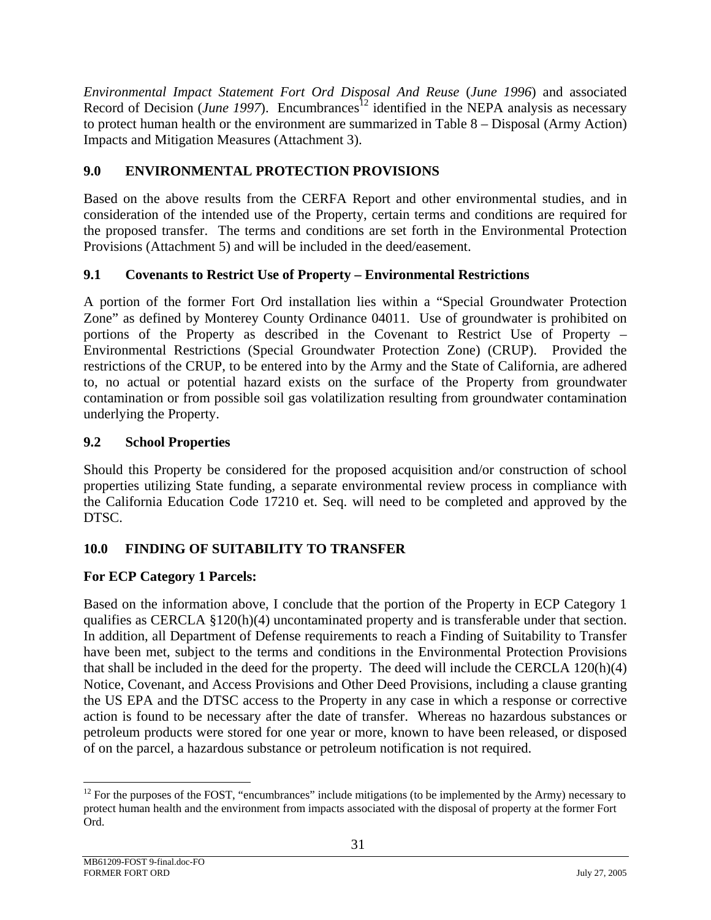*Environmental Impact Statement Fort Ord Disposal And Reuse* (*June 1996*) and associated Record of Decision (*June 1997*). Encumbrances[12] identified in the NEPA analysis as necessary to protect human health or the environment are summarized in Table 8 – Disposal (Army Action) Impacts and Mitigation Measures (Attachment 3).

## 9.0 ENVIRONMENTAL PROTECTION PROVISIONS

Based on the above results from the CERFA Report and other environmental studies, and in consideration of the intended use of the Property, certain terms and conditions are required for the proposed transfer. The terms and conditions are set forth in the Environmental Protection Provisions (Attachment 5) and will be included in the deed/easement.

### 9.1 Covenants to Restrict Use of Property – Environmental Restrictions

A portion of the former Fort Ord installation lies within a "Special Groundwater Protection Zone" as defined by Monterey County Ordinance 04011. Use of groundwater is prohibited on portions of the Property as described in the Covenant to Restrict Use of Property – Environmental Restrictions (Special Groundwater Protection Zone) (CRUP). Provided the restrictions of the CRUP, to be entered into by the Army and the State of California, are adhered to, no actual or potential hazard exists on the surface of the Property from groundwater contamination or from possible soil gas volatilization resulting from groundwater contamination underlying the Property.

### 9.2 School Properties

Should this Property be considered for the proposed acquisition and/or construction of school properties utilizing State funding, a separate environmental review process in compliance with the California Education Code 17210 et. Seq. will need to be completed and approved by the DTSC.

## 10.0 FINDING OF SUITABILITY TO TRANSFER

**For ECP Category 1 Parcels:**

Based on the information above, I conclude that the portion of the Property in ECP Category 1 qualifies as CERCLA §120(h)(4) uncontaminated property and is transferable under that section. In addition, all Department of Defense requirements to reach a Finding of Suitability to Transfer have been met, subject to the terms and conditions in the Environmental Protection Provisions that shall be included in the deed for the property. The deed will include the CERCLA 120(h)(4) Notice, Covenant, and Access Provisions and Other Deed Provisions, including a clause granting the US EPA and the DTSC access to the Property in any case in which a response or corrective action is found to be necessary after the date of transfer. Whereas no hazardous substances or petroleum products were stored for one year or more, known to have been released, or disposed of on the parcel, a hazardous substance or petroleum notification is not required.

[12] For the purposes of the FOST, "encumbrances" include mitigations (to be implemented by the Army) necessary to protect human health and the environment from impacts associated with the disposal of property at the former Fort Ord.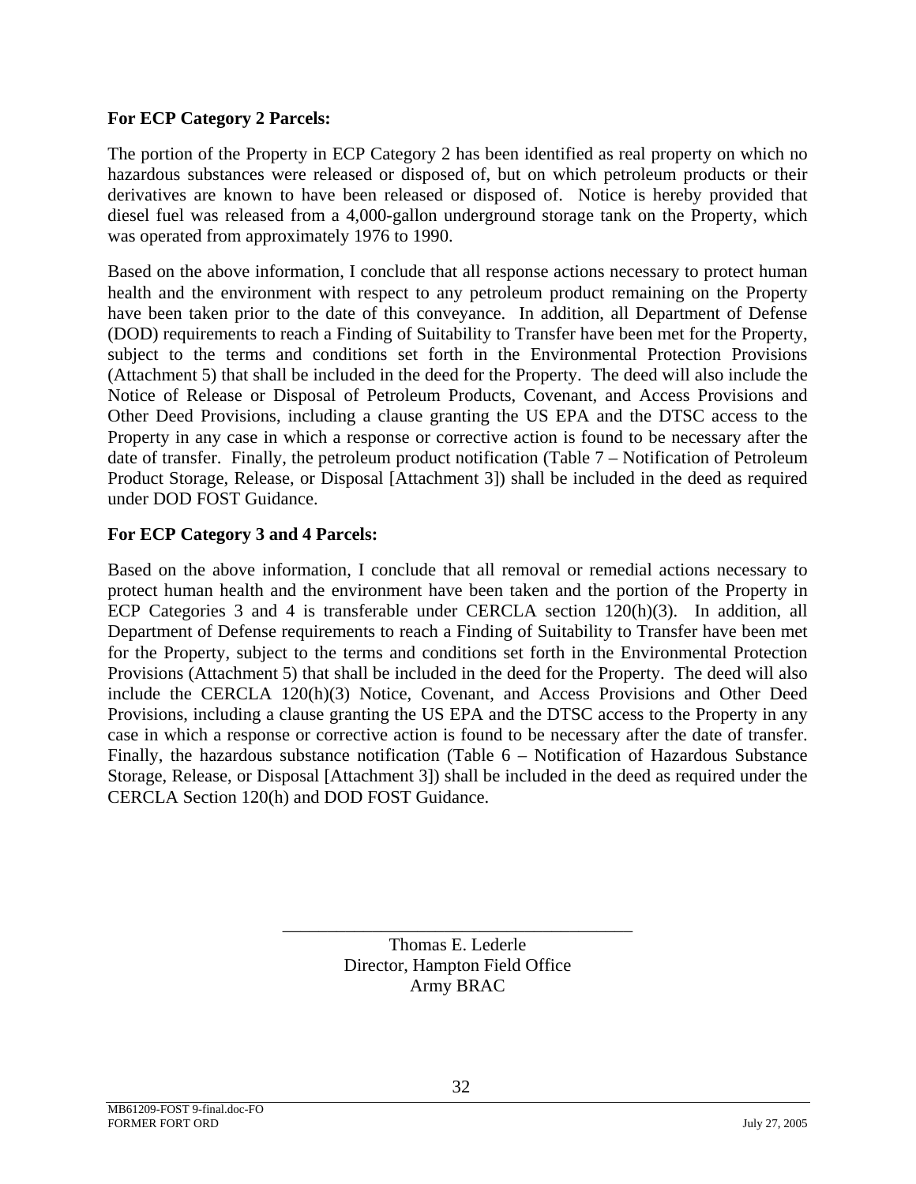**For ECP Category 2 Parcels:**

The portion of the Property in ECP Category 2 has been identified as real property on which no hazardous substances were released or disposed of, but on which petroleum products or their derivatives are known to have been released or disposed of. Notice is hereby provided that diesel fuel was released from a 4,000-gallon underground storage tank on the Property, which was operated from approximately 1976 to 1990.

Based on the above information, I conclude that all response actions necessary to protect human health and the environment with respect to any petroleum product remaining on the Property have been taken prior to the date of this conveyance. In addition, all Department of Defense (DOD) requirements to reach a Finding of Suitability to Transfer have been met for the Property, subject to the terms and conditions set forth in the Environmental Protection Provisions (Attachment 5) that shall be included in the deed for the Property. The deed will also include the Notice of Release or Disposal of Petroleum Products, Covenant, and Access Provisions and Other Deed Provisions, including a clause granting the US EPA and the DTSC access to the Property in any case in which a response or corrective action is found to be necessary after the date of transfer. Finally, the petroleum product notification (Table 7 – Notification of Petroleum Product Storage, Release, or Disposal [Attachment 3]) shall be included in the deed as required under DOD FOST Guidance.

**For ECP Category 3 and 4 Parcels:**

Based on the above information, I conclude that all removal or remedial actions necessary to protect human health and the environment have been taken and the portion of the Property in ECP Categories 3 and 4 is transferable under CERCLA section 120(h)(3). In addition, all Department of Defense requirements to reach a Finding of Suitability to Transfer have been met for the Property, subject to the terms and conditions set forth in the Environmental Protection Provisions (Attachment 5) that shall be included in the deed for the Property. The deed will also include the CERCLA 120(h)(3) Notice, Covenant, and Access Provisions and Other Deed Provisions, including a clause granting the US EPA and the DTSC access to the Property in any case in which a response or corrective action is found to be necessary after the date of transfer. Finally, the hazardous substance notification (Table 6 – Notification of Hazardous Substance Storage, Release, or Disposal [Attachment 3]) shall be included in the deed as required under the CERCLA Section 120(h) and DOD FOST Guidance.

\_\_\_\_\_\_\_\_\_\_\_\_\_\_\_\_\_\_\_\_\_\_\_\_\_\_\_\_\_\_\_\_\_\_\_\_\_\_\_\_

Thomas E. Lederle
Director, Hampton Field Office
Army BRAC